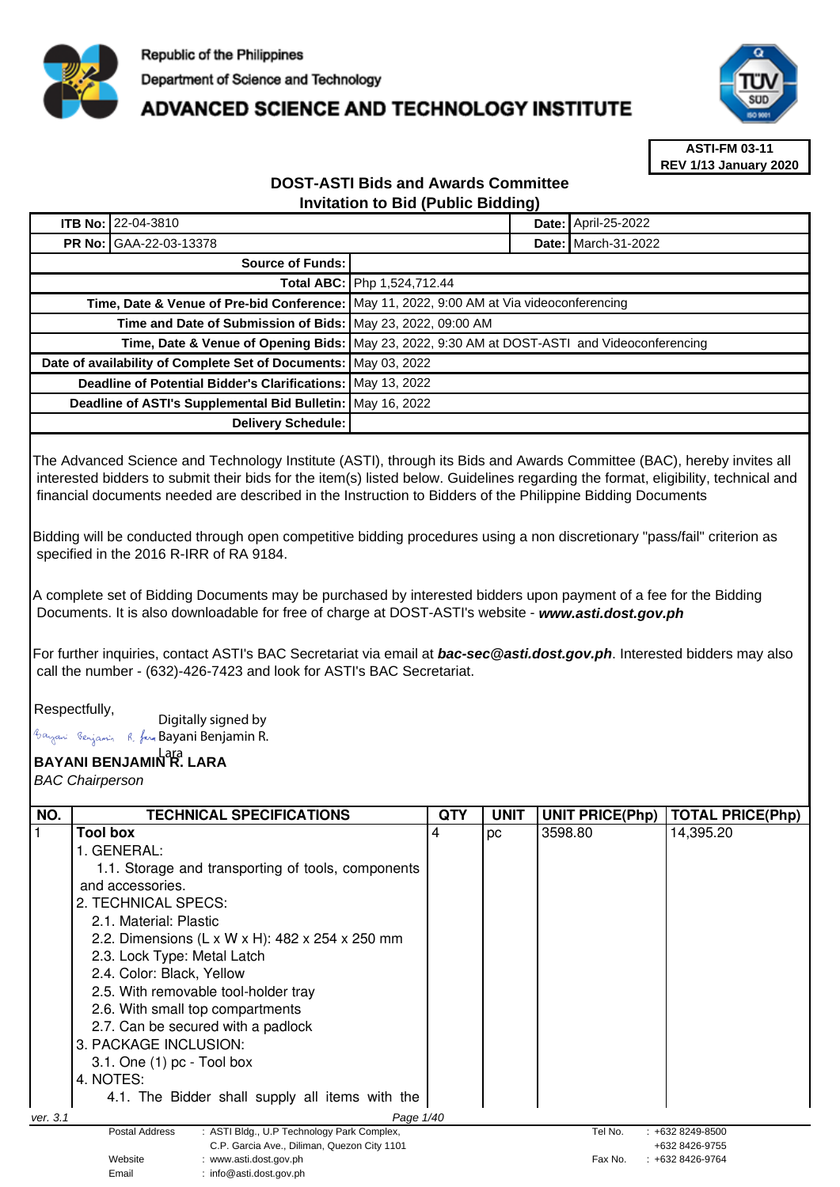Republic of the Philippines
Department of Science and Technology
# ADVANCED SCIENCE AND TECHNOLOGY INSTITUTE

**ASTI-FM 03-11**
**REV 1/13 January 2020**

## DOST-ASTI Bids and Awards Committee
## Invitation to Bid (Public Bidding)

| **ITB No:** | 22-04-3810 | **Date:** | April-25-2022 |
|---|---|---|---|
| **PR No:** | GAA-22-03-13378 | **Date:** | March-31-2022 |
| **Source of Funds:** | | | |
| **Total ABC:** | Php 1,524,712.44 | | |
| **Time, Date & Venue of Pre-bid Conference:** | May 11, 2022, 9:00 AM at Via videoconferencing | | |
| **Time and Date of Submission of Bids:** | May 23, 2022, 09:00 AM | | |
| **Time, Date & Venue of Opening Bids:** | May 23, 2022, 9:30 AM at DOST-ASTI and Videoconferencing | | |
| **Date of availability of Complete Set of Documents:** | May 03, 2022 | | |
| **Deadline of Potential Bidder's Clarifications:** | May 13, 2022 | | |
| **Deadline of ASTI's Supplemental Bid Bulletin:** | May 16, 2022 | | |
| **Delivery Schedule:** | | | |

The Advanced Science and Technology Institute (ASTI), through its Bids and Awards Committee (BAC), hereby invites all interested bidders to submit their bids for the item(s) listed below. Guidelines regarding the format, eligibility, technical and financial documents needed are described in the Instruction to Bidders of the Philippine Bidding Documents

Bidding will be conducted through open competitive bidding procedures using a non discretionary "pass/fail" criterion as specified in the 2016 R-IRR of RA 9184.

A complete set of Bidding Documents may be purchased by interested bidders upon payment of a fee for the Bidding Documents. It is also downloadable for free of charge at DOST-ASTI's website - ***www.asti.dost.gov.ph***

For further inquiries, contact ASTI's BAC Secretariat via email at ***bac-sec@asti.dost.gov.ph***. Interested bidders may also call the number - (632)-426-7423 and look for ASTI's BAC Secretariat.

Respectfully,

Digitally signed by Bayani Benjamin R. Lara

**BAYANI BENJAMIN R. LARA**
*BAC Chairperson*

| NO. | TECHNICAL SPECIFICATIONS | QTY | UNIT | UNIT PRICE(Php) | TOTAL PRICE(Php) |
|---|---|---|---|---|---|
| 1 | **Tool box**<br>1. GENERAL:<br>1.1. Storage and transporting of tools, components and accessories.<br>2. TECHNICAL SPECS:<br>2.1. Material: Plastic<br>2.2. Dimensions (L x W x H): 482 x 254 x 250 mm<br>2.3. Lock Type: Metal Latch<br>2.4. Color: Black, Yellow<br>2.5. With removable tool-holder tray<br>2.6. With small top compartments<br>2.7. Can be secured with a padlock<br>3. PACKAGE INCLUSION:<br>3.1. One (1) pc - Tool box<br>4. NOTES:<br>4.1. The Bidder shall supply all items with the | 4 | pc | 3598.80 | 14,395.20 |

ver. 3.1

Postal Address : ASTI Bldg., U.P Technology Park Complex, C.P. Garcia Ave., Diliman, Quezon City 1101
Website : www.asti.dost.gov.ph
Email : info@asti.dost.gov.ph
Tel No. : +632 8249-8500, +632 8426-9755
Fax No. : +632 8426-9764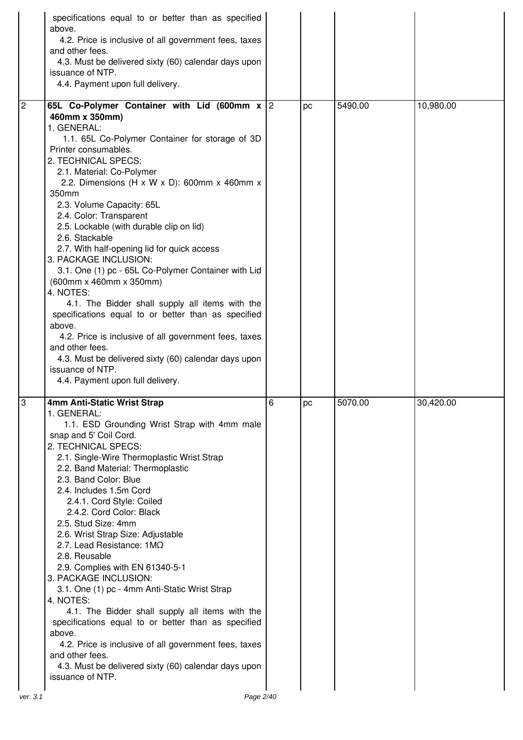| | | | | | |
|---|---|---|---|---|---|
| | specifications equal to or better than as specified above.<br>4.2. Price is inclusive of all government fees, taxes and other fees.<br>4.3. Must be delivered sixty (60) calendar days upon issuance of NTP.<br>4.4. Payment upon full delivery. | | | | |
| 2 | **65L Co-Polymer Container with Lid (600mm x 460mm x 350mm)**<br>1. GENERAL:<br>1.1. 65L Co-Polymer Container for storage of 3D Printer consumables.<br>2. TECHNICAL SPECS:<br>2.1. Material: Co-Polymer<br>2.2. Dimensions (H x W x D): 600mm x 460mm x 350mm<br>2.3. Volume Capacity: 65L<br>2.4. Color: Transparent<br>2.5. Lockable (with durable clip on lid)<br>2.6. Stackable<br>2.7. With half-opening lid for quick access<br>3. PACKAGE INCLUSION:<br>3.1. One (1) pc - 65L Co-Polymer Container with Lid (600mm x 460mm x 350mm)<br>4. NOTES:<br>4.1. The Bidder shall supply all items with the specifications equal to or better than as specified above.<br>4.2. Price is inclusive of all government fees, taxes and other fees.<br>4.3. Must be delivered sixty (60) calendar days upon issuance of NTP.<br>4.4. Payment upon full delivery. | 2 | pc | 5490.00 | 10,980.00 |
| 3 | **4mm Anti-Static Wrist Strap**<br>1. GENERAL:<br>1.1. ESD Grounding Wrist Strap with 4mm male snap and 5' Coil Cord.<br>2. TECHNICAL SPECS:<br>2.1. Single-Wire Thermoplastic Wrist Strap<br>2.2. Band Material: Thermoplastic<br>2.3. Band Color: Blue<br>2.4. Includes 1.5m Cord<br>2.4.1. Cord Style: Coiled<br>2.4.2. Cord Color: Black<br>2.5. Stud Size: 4mm<br>2.6. Wrist Strap Size: Adjustable<br>2.7. Lead Resistance: 1MΩ<br>2.8. Reusable<br>2.9. Complies with EN 61340-5-1<br>3. PACKAGE INCLUSION:<br>3.1. One (1) pc - 4mm Anti-Static Wrist Strap<br>4. NOTES:<br>4.1. The Bidder shall supply all items with the specifications equal to or better than as specified above.<br>4.2. Price is inclusive of all government fees, taxes and other fees.<br>4.3. Must be delivered sixty (60) calendar days upon issuance of NTP. | 6 | pc | 5070.00 | 30,420.00 |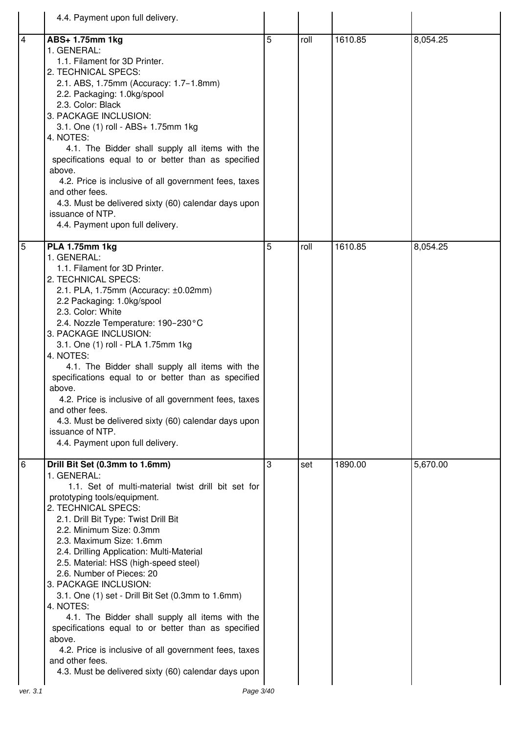| | | | | | |
|---|---|---|---|---|---|
| | 4.4. Payment upon full delivery. | | | | |
| 4 | **ABS+ 1.75mm 1kg**<br>1. GENERAL:<br>1.1. Filament for 3D Printer.<br>2. TECHNICAL SPECS:<br>2.1. ABS, 1.75mm (Accuracy: 1.7–1.8mm)<br>2.2. Packaging: 1.0kg/spool<br>2.3. Color: Black<br>3. PACKAGE INCLUSION:<br>3.1. One (1) roll - ABS+ 1.75mm 1kg<br>4. NOTES:<br>4.1. The Bidder shall supply all items with the specifications equal to or better than as specified above.<br>4.2. Price is inclusive of all government fees, taxes and other fees.<br>4.3. Must be delivered sixty (60) calendar days upon issuance of NTP.<br>4.4. Payment upon full delivery. | 5 | roll | 1610.85 | 8,054.25 |
| 5 | **PLA 1.75mm 1kg**<br>1. GENERAL:<br>1.1. Filament for 3D Printer.<br>2. TECHNICAL SPECS:<br>2.1. PLA, 1.75mm (Accuracy: ±0.02mm)<br>2.2 Packaging: 1.0kg/spool<br>2.3. Color: White<br>2.4. Nozzle Temperature: 190–230°C<br>3. PACKAGE INCLUSION:<br>3.1. One (1) roll - PLA 1.75mm 1kg<br>4. NOTES:<br>4.1. The Bidder shall supply all items with the specifications equal to or better than as specified above.<br>4.2. Price is inclusive of all government fees, taxes and other fees.<br>4.3. Must be delivered sixty (60) calendar days upon issuance of NTP.<br>4.4. Payment upon full delivery. | 5 | roll | 1610.85 | 8,054.25 |
| 6 | **Drill Bit Set (0.3mm to 1.6mm)**<br>1. GENERAL:<br>1.1. Set of multi-material twist drill bit set for prototyping tools/equipment.<br>2. TECHNICAL SPECS:<br>2.1. Drill Bit Type: Twist Drill Bit<br>2.2. Minimum Size: 0.3mm<br>2.3. Maximum Size: 1.6mm<br>2.4. Drilling Application: Multi-Material<br>2.5. Material: HSS (high-speed steel)<br>2.6. Number of Pieces: 20<br>3. PACKAGE INCLUSION:<br>3.1. One (1) set - Drill Bit Set (0.3mm to 1.6mm)<br>4. NOTES:<br>4.1. The Bidder shall supply all items with the specifications equal to or better than as specified above.<br>4.2. Price is inclusive of all government fees, taxes and other fees.<br>4.3. Must be delivered sixty (60) calendar days upon | 3 | set | 1890.00 | 5,670.00 |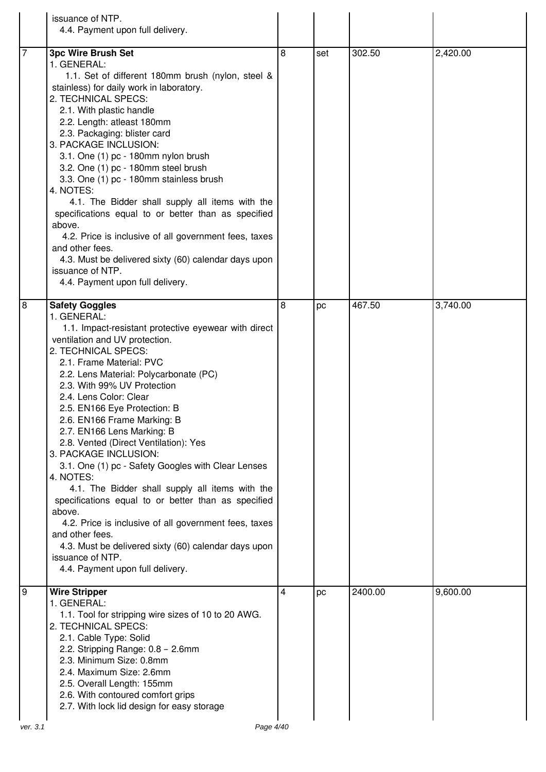| | | | | | |
|---|---|---|---|---|---|
| | issuance of NTP.<br>4.4. Payment upon full delivery. | | | | |
| 7 | **3pc Wire Brush Set**<br>1. GENERAL:<br>1.1. Set of different 180mm brush (nylon, steel & stainless) for daily work in laboratory.<br>2. TECHNICAL SPECS:<br>2.1. With plastic handle<br>2.2. Length: atleast 180mm<br>2.3. Packaging: blister card<br>3. PACKAGE INCLUSION:<br>3.1. One (1) pc - 180mm nylon brush<br>3.2. One (1) pc - 180mm steel brush<br>3.3. One (1) pc - 180mm stainless brush<br>4. NOTES:<br>4.1. The Bidder shall supply all items with the specifications equal to or better than as specified above.<br>4.2. Price is inclusive of all government fees, taxes and other fees.<br>4.3. Must be delivered sixty (60) calendar days upon issuance of NTP.<br>4.4. Payment upon full delivery. | 8 | set | 302.50 | 2,420.00 |
| 8 | **Safety Goggles**<br>1. GENERAL:<br>1.1. Impact-resistant protective eyewear with direct ventilation and UV protection.<br>2. TECHNICAL SPECS:<br>2.1. Frame Material: PVC<br>2.2. Lens Material: Polycarbonate (PC)<br>2.3. With 99% UV Protection<br>2.4. Lens Color: Clear<br>2.5. EN166 Eye Protection: B<br>2.6. EN166 Frame Marking: B<br>2.7. EN166 Lens Marking: B<br>2.8. Vented (Direct Ventilation): Yes<br>3. PACKAGE INCLUSION:<br>3.1. One (1) pc - Safety Googles with Clear Lenses<br>4. NOTES:<br>4.1. The Bidder shall supply all items with the specifications equal to or better than as specified above.<br>4.2. Price is inclusive of all government fees, taxes and other fees.<br>4.3. Must be delivered sixty (60) calendar days upon issuance of NTP.<br>4.4. Payment upon full delivery. | 8 | pc | 467.50 | 3,740.00 |
| 9 | **Wire Stripper**<br>1. GENERAL:<br>1.1. Tool for stripping wire sizes of 10 to 20 AWG.<br>2. TECHNICAL SPECS:<br>2.1. Cable Type: Solid<br>2.2. Stripping Range: 0.8 – 2.6mm<br>2.3. Minimum Size: 0.8mm<br>2.4. Maximum Size: 2.6mm<br>2.5. Overall Length: 155mm<br>2.6. With contoured comfort grips<br>2.7. With lock lid design for easy storage | 4 | pc | 2400.00 | 9,600.00 |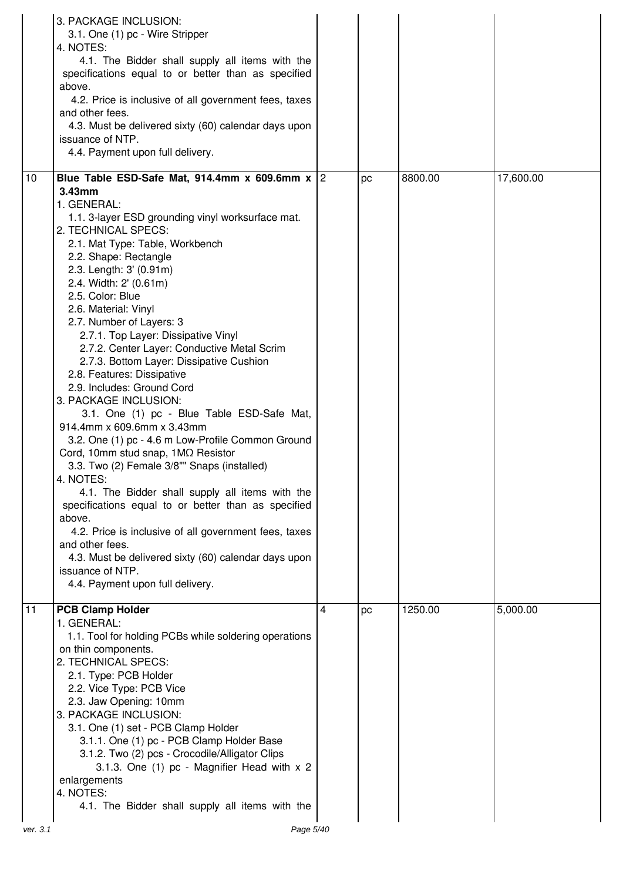| | | | | | |
|---|---|---|---|---|---|
| | 3. PACKAGE INCLUSION:<br>3.1. One (1) pc - Wire Stripper<br>4. NOTES:<br>4.1. The Bidder shall supply all items with the specifications equal to or better than as specified above.<br>4.2. Price is inclusive of all government fees, taxes and other fees.<br>4.3. Must be delivered sixty (60) calendar days upon issuance of NTP.<br>4.4. Payment upon full delivery. | | | | |
| 10 | **Blue Table ESD-Safe Mat, 914.4mm x 609.6mm x 3.43mm**<br>1. GENERAL:<br>1.1. 3-layer ESD grounding vinyl worksurface mat.<br>2. TECHNICAL SPECS:<br>2.1. Mat Type: Table, Workbench<br>2.2. Shape: Rectangle<br>2.3. Length: 3' (0.91m)<br>2.4. Width: 2' (0.61m)<br>2.5. Color: Blue<br>2.6. Material: Vinyl<br>2.7. Number of Layers: 3<br>2.7.1. Top Layer: Dissipative Vinyl<br>2.7.2. Center Layer: Conductive Metal Scrim<br>2.7.3. Bottom Layer: Dissipative Cushion<br>2.8. Features: Dissipative<br>2.9. Includes: Ground Cord<br>3. PACKAGE INCLUSION:<br>3.1. One (1) pc - Blue Table ESD-Safe Mat, 914.4mm x 609.6mm x 3.43mm<br>3.2. One (1) pc - 4.6 m Low-Profile Common Ground Cord, 10mm stud snap, 1MΩ Resistor<br>3.3. Two (2) Female 3/8"" Snaps (installed)<br>4. NOTES:<br>4.1. The Bidder shall supply all items with the specifications equal to or better than as specified above.<br>4.2. Price is inclusive of all government fees, taxes and other fees.<br>4.3. Must be delivered sixty (60) calendar days upon issuance of NTP.<br>4.4. Payment upon full delivery. | 2 | pc | 8800.00 | 17,600.00 |
| 11 | **PCB Clamp Holder**<br>1. GENERAL:<br>1.1. Tool for holding PCBs while soldering operations on thin components.<br>2. TECHNICAL SPECS:<br>2.1. Type: PCB Holder<br>2.2. Vice Type: PCB Vice<br>2.3. Jaw Opening: 10mm<br>3. PACKAGE INCLUSION:<br>3.1. One (1) set - PCB Clamp Holder<br>3.1.1. One (1) pc - PCB Clamp Holder Base<br>3.1.2. Two (2) pcs - Crocodile/Alligator Clips<br>3.1.3. One (1) pc - Magnifier Head with x 2 enlargements<br>4. NOTES:<br>4.1. The Bidder shall supply all items with the | 4 | pc | 1250.00 | 5,000.00 |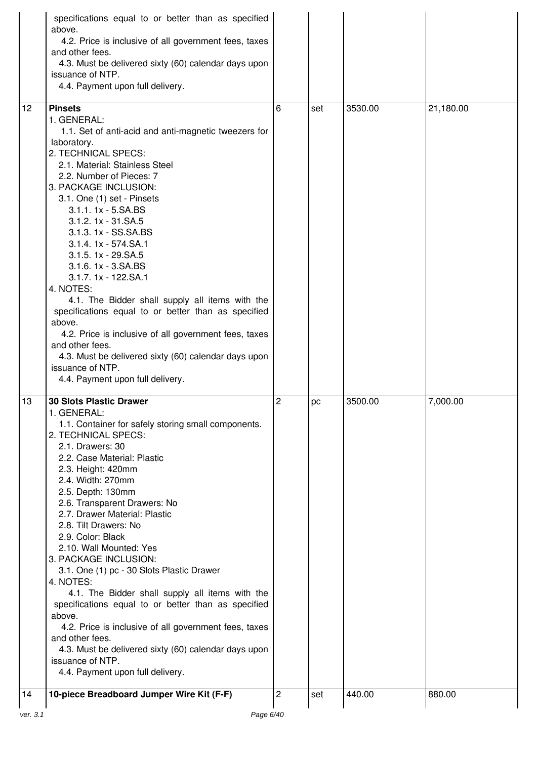| | | | | | |
|---|---|---|---|---|---|
| | specifications equal to or better than as specified above.<br>4.2. Price is inclusive of all government fees, taxes and other fees.<br>4.3. Must be delivered sixty (60) calendar days upon issuance of NTP.<br>4.4. Payment upon full delivery. | | | | |
| 12 | **Pinsets**<br>1. GENERAL:<br>1.1. Set of anti-acid and anti-magnetic tweezers for laboratory.<br>2. TECHNICAL SPECS:<br>2.1. Material: Stainless Steel<br>2.2. Number of Pieces: 7<br>3. PACKAGE INCLUSION:<br>3.1. One (1) set - Pinsets<br>3.1.1. 1x - 5.SA.BS<br>3.1.2. 1x - 31.SA.5<br>3.1.3. 1x - SS.SA.BS<br>3.1.4. 1x - 574.SA.1<br>3.1.5. 1x - 29.SA.5<br>3.1.6. 1x - 3.SA.BS<br>3.1.7. 1x - 122.SA.1<br>4. NOTES:<br>4.1. The Bidder shall supply all items with the specifications equal to or better than as specified above.<br>4.2. Price is inclusive of all government fees, taxes and other fees.<br>4.3. Must be delivered sixty (60) calendar days upon issuance of NTP.<br>4.4. Payment upon full delivery. | 6 | set | 3530.00 | 21,180.00 |
| 13 | **30 Slots Plastic Drawer**<br>1. GENERAL:<br>1.1. Container for safely storing small components.<br>2. TECHNICAL SPECS:<br>2.1. Drawers: 30<br>2.2. Case Material: Plastic<br>2.3. Height: 420mm<br>2.4. Width: 270mm<br>2.5. Depth: 130mm<br>2.6. Transparent Drawers: No<br>2.7. Drawer Material: Plastic<br>2.8. Tilt Drawers: No<br>2.9. Color: Black<br>2.10. Wall Mounted: Yes<br>3. PACKAGE INCLUSION:<br>3.1. One (1) pc - 30 Slots Plastic Drawer<br>4. NOTES:<br>4.1. The Bidder shall supply all items with the specifications equal to or better than as specified above.<br>4.2. Price is inclusive of all government fees, taxes and other fees.<br>4.3. Must be delivered sixty (60) calendar days upon issuance of NTP.<br>4.4. Payment upon full delivery. | 2 | pc | 3500.00 | 7,000.00 |
| 14 | **10-piece Breadboard Jumper Wire Kit (F-F)** | 2 | set | 440.00 | 880.00 |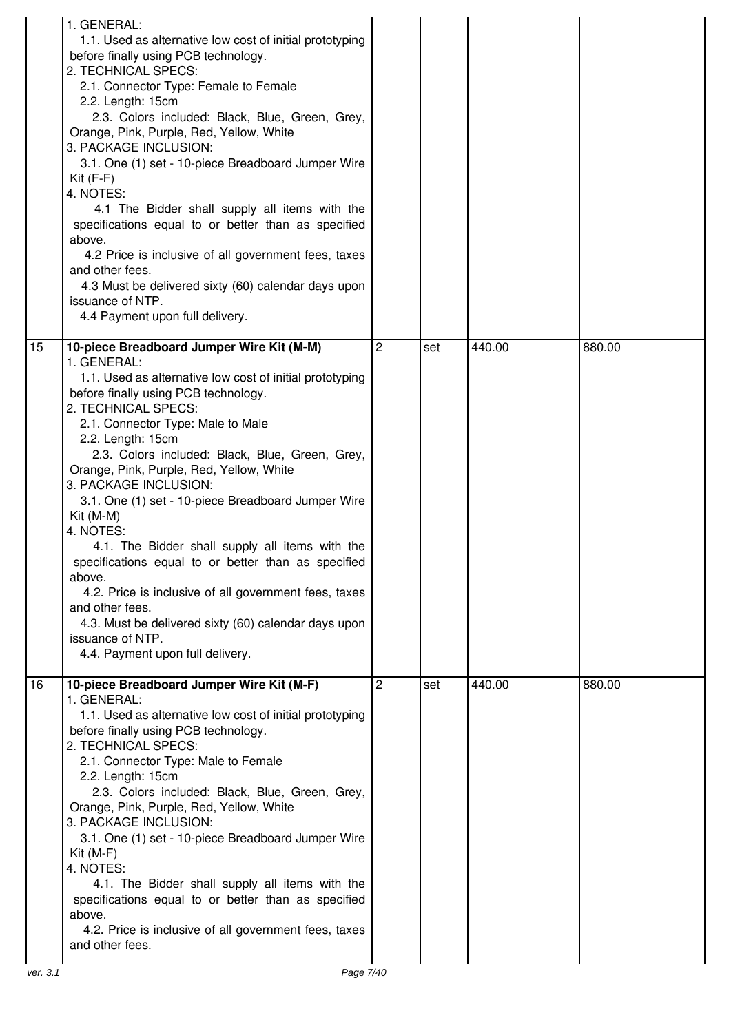| | | | | | |
|---|---|---|---|---|---|
| | 1. GENERAL:<br>1.1. Used as alternative low cost of initial prototyping before finally using PCB technology.<br>2. TECHNICAL SPECS:<br>2.1. Connector Type: Female to Female<br>2.2. Length: 15cm<br>2.3. Colors included: Black, Blue, Green, Grey, Orange, Pink, Purple, Red, Yellow, White<br>3. PACKAGE INCLUSION:<br>3.1. One (1) set - 10-piece Breadboard Jumper Wire Kit (F-F)<br>4. NOTES:<br>4.1 The Bidder shall supply all items with the specifications equal to or better than as specified above.<br>4.2 Price is inclusive of all government fees, taxes and other fees.<br>4.3 Must be delivered sixty (60) calendar days upon issuance of NTP.<br>4.4 Payment upon full delivery. | | | | |
| 15 | **10-piece Breadboard Jumper Wire Kit (M-M)**<br>1. GENERAL:<br>1.1. Used as alternative low cost of initial prototyping before finally using PCB technology.<br>2. TECHNICAL SPECS:<br>2.1. Connector Type: Male to Male<br>2.2. Length: 15cm<br>2.3. Colors included: Black, Blue, Green, Grey, Orange, Pink, Purple, Red, Yellow, White<br>3. PACKAGE INCLUSION:<br>3.1. One (1) set - 10-piece Breadboard Jumper Wire Kit (M-M)<br>4. NOTES:<br>4.1. The Bidder shall supply all items with the specifications equal to or better than as specified above.<br>4.2. Price is inclusive of all government fees, taxes and other fees.<br>4.3. Must be delivered sixty (60) calendar days upon issuance of NTP.<br>4.4. Payment upon full delivery. | 2 | set | 440.00 | 880.00 |
| 16 | **10-piece Breadboard Jumper Wire Kit (M-F)**<br>1. GENERAL:<br>1.1. Used as alternative low cost of initial prototyping before finally using PCB technology.<br>2. TECHNICAL SPECS:<br>2.1. Connector Type: Male to Female<br>2.2. Length: 15cm<br>2.3. Colors included: Black, Blue, Green, Grey, Orange, Pink, Purple, Red, Yellow, White<br>3. PACKAGE INCLUSION:<br>3.1. One (1) set - 10-piece Breadboard Jumper Wire Kit (M-F)<br>4. NOTES:<br>4.1. The Bidder shall supply all items with the specifications equal to or better than as specified above.<br>4.2. Price is inclusive of all government fees, taxes and other fees. | 2 | set | 440.00 | 880.00 |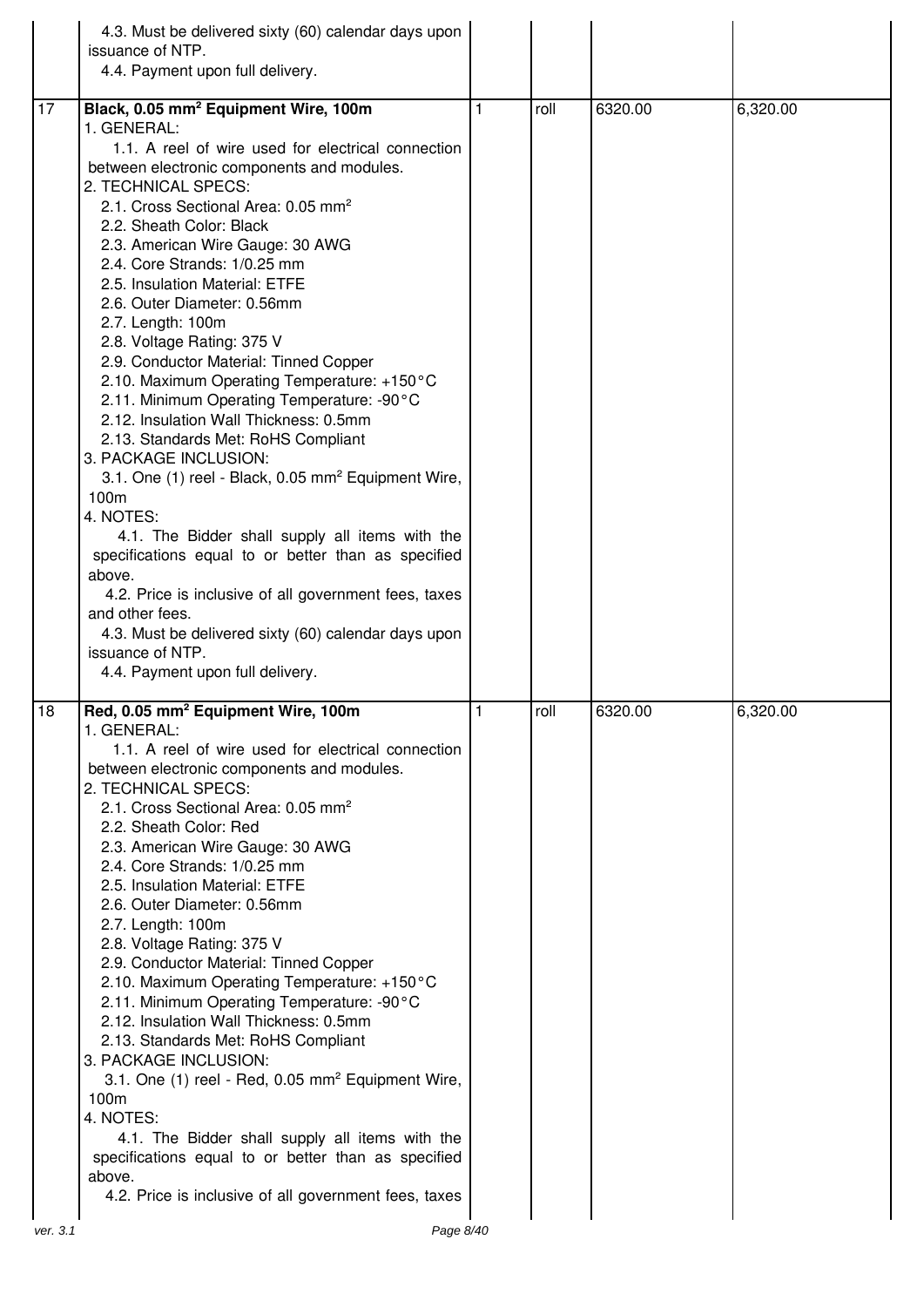| | | | | | |
|---|---|---|---|---|---|
| | 4.3. Must be delivered sixty (60) calendar days upon issuance of NTP.<br>4.4. Payment upon full delivery. | | | | |
| 17 | **Black, 0.05 mm² Equipment Wire, 100m**<br>1. GENERAL:<br>1.1. A reel of wire used for electrical connection between electronic components and modules.<br>2. TECHNICAL SPECS:<br>2.1. Cross Sectional Area: 0.05 mm²<br>2.2. Sheath Color: Black<br>2.3. American Wire Gauge: 30 AWG<br>2.4. Core Strands: 1/0.25 mm<br>2.5. Insulation Material: ETFE<br>2.6. Outer Diameter: 0.56mm<br>2.7. Length: 100m<br>2.8. Voltage Rating: 375 V<br>2.9. Conductor Material: Tinned Copper<br>2.10. Maximum Operating Temperature: +150°C<br>2.11. Minimum Operating Temperature: -90°C<br>2.12. Insulation Wall Thickness: 0.5mm<br>2.13. Standards Met: RoHS Compliant<br>3. PACKAGE INCLUSION:<br>3.1. One (1) reel - Black, 0.05 mm² Equipment Wire, 100m<br>4. NOTES:<br>4.1. The Bidder shall supply all items with the specifications equal to or better than as specified above.<br>4.2. Price is inclusive of all government fees, taxes and other fees.<br>4.3. Must be delivered sixty (60) calendar days upon issuance of NTP.<br>4.4. Payment upon full delivery. | 1 | roll | 6320.00 | 6,320.00 |
| 18 | **Red, 0.05 mm² Equipment Wire, 100m**<br>1. GENERAL:<br>1.1. A reel of wire used for electrical connection between electronic components and modules.<br>2. TECHNICAL SPECS:<br>2.1. Cross Sectional Area: 0.05 mm²<br>2.2. Sheath Color: Red<br>2.3. American Wire Gauge: 30 AWG<br>2.4. Core Strands: 1/0.25 mm<br>2.5. Insulation Material: ETFE<br>2.6. Outer Diameter: 0.56mm<br>2.7. Length: 100m<br>2.8. Voltage Rating: 375 V<br>2.9. Conductor Material: Tinned Copper<br>2.10. Maximum Operating Temperature: +150°C<br>2.11. Minimum Operating Temperature: -90°C<br>2.12. Insulation Wall Thickness: 0.5mm<br>2.13. Standards Met: RoHS Compliant<br>3. PACKAGE INCLUSION:<br>3.1. One (1) reel - Red, 0.05 mm² Equipment Wire, 100m<br>4. NOTES:<br>4.1. The Bidder shall supply all items with the specifications equal to or better than as specified above.<br>4.2. Price is inclusive of all government fees, taxes | 1 | roll | 6320.00 | 6,320.00 |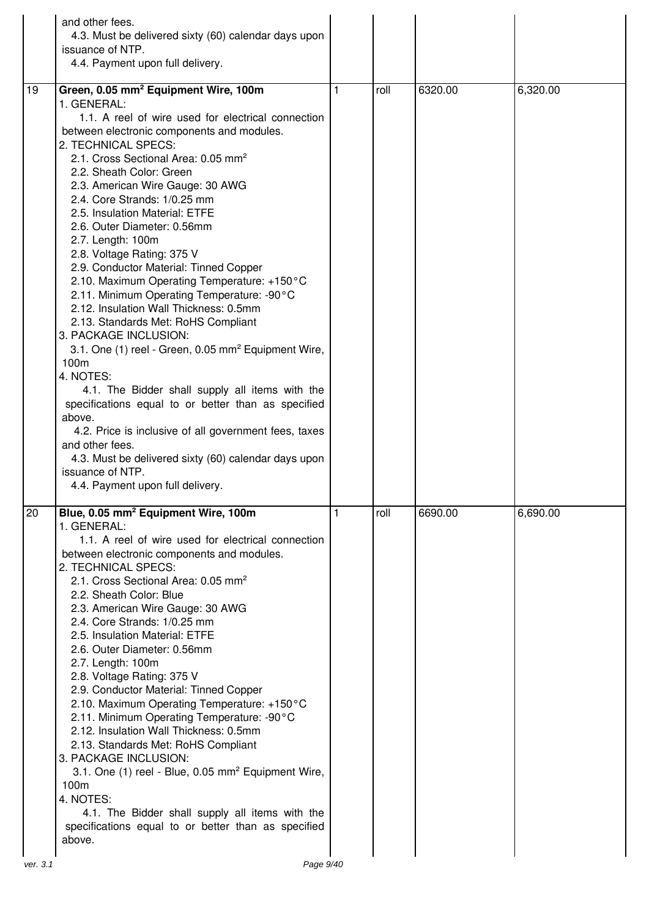| | | | | | |
|---|---|---|---|---|---|
| | and other fees.<br>4.3. Must be delivered sixty (60) calendar days upon issuance of NTP.<br>4.4. Payment upon full delivery. | | | | |
| 19 | **Green, 0.05 mm² Equipment Wire, 100m**<br>1. GENERAL:<br>1.1. A reel of wire used for electrical connection between electronic components and modules.<br>2. TECHNICAL SPECS:<br>2.1. Cross Sectional Area: 0.05 mm²<br>2.2. Sheath Color: Green<br>2.3. American Wire Gauge: 30 AWG<br>2.4. Core Strands: 1/0.25 mm<br>2.5. Insulation Material: ETFE<br>2.6. Outer Diameter: 0.56mm<br>2.7. Length: 100m<br>2.8. Voltage Rating: 375 V<br>2.9. Conductor Material: Tinned Copper<br>2.10. Maximum Operating Temperature: +150°C<br>2.11. Minimum Operating Temperature: -90°C<br>2.12. Insulation Wall Thickness: 0.5mm<br>2.13. Standards Met: RoHS Compliant<br>3. PACKAGE INCLUSION:<br>3.1. One (1) reel - Green, 0.05 mm² Equipment Wire, 100m<br>4. NOTES:<br>4.1. The Bidder shall supply all items with the specifications equal to or better than as specified above.<br>4.2. Price is inclusive of all government fees, taxes and other fees.<br>4.3. Must be delivered sixty (60) calendar days upon issuance of NTP.<br>4.4. Payment upon full delivery. | 1 | roll | 6320.00 | 6,320.00 |
| 20 | **Blue, 0.05 mm² Equipment Wire, 100m**<br>1. GENERAL:<br>1.1. A reel of wire used for electrical connection between electronic components and modules.<br>2. TECHNICAL SPECS:<br>2.1. Cross Sectional Area: 0.05 mm²<br>2.2. Sheath Color: Blue<br>2.3. American Wire Gauge: 30 AWG<br>2.4. Core Strands: 1/0.25 mm<br>2.5. Insulation Material: ETFE<br>2.6. Outer Diameter: 0.56mm<br>2.7. Length: 100m<br>2.8. Voltage Rating: 375 V<br>2.9. Conductor Material: Tinned Copper<br>2.10. Maximum Operating Temperature: +150°C<br>2.11. Minimum Operating Temperature: -90°C<br>2.12. Insulation Wall Thickness: 0.5mm<br>2.13. Standards Met: RoHS Compliant<br>3. PACKAGE INCLUSION:<br>3.1. One (1) reel - Blue, 0.05 mm² Equipment Wire, 100m<br>4. NOTES:<br>4.1. The Bidder shall supply all items with the specifications equal to or better than as specified above. | 1 | roll | 6690.00 | 6,690.00 |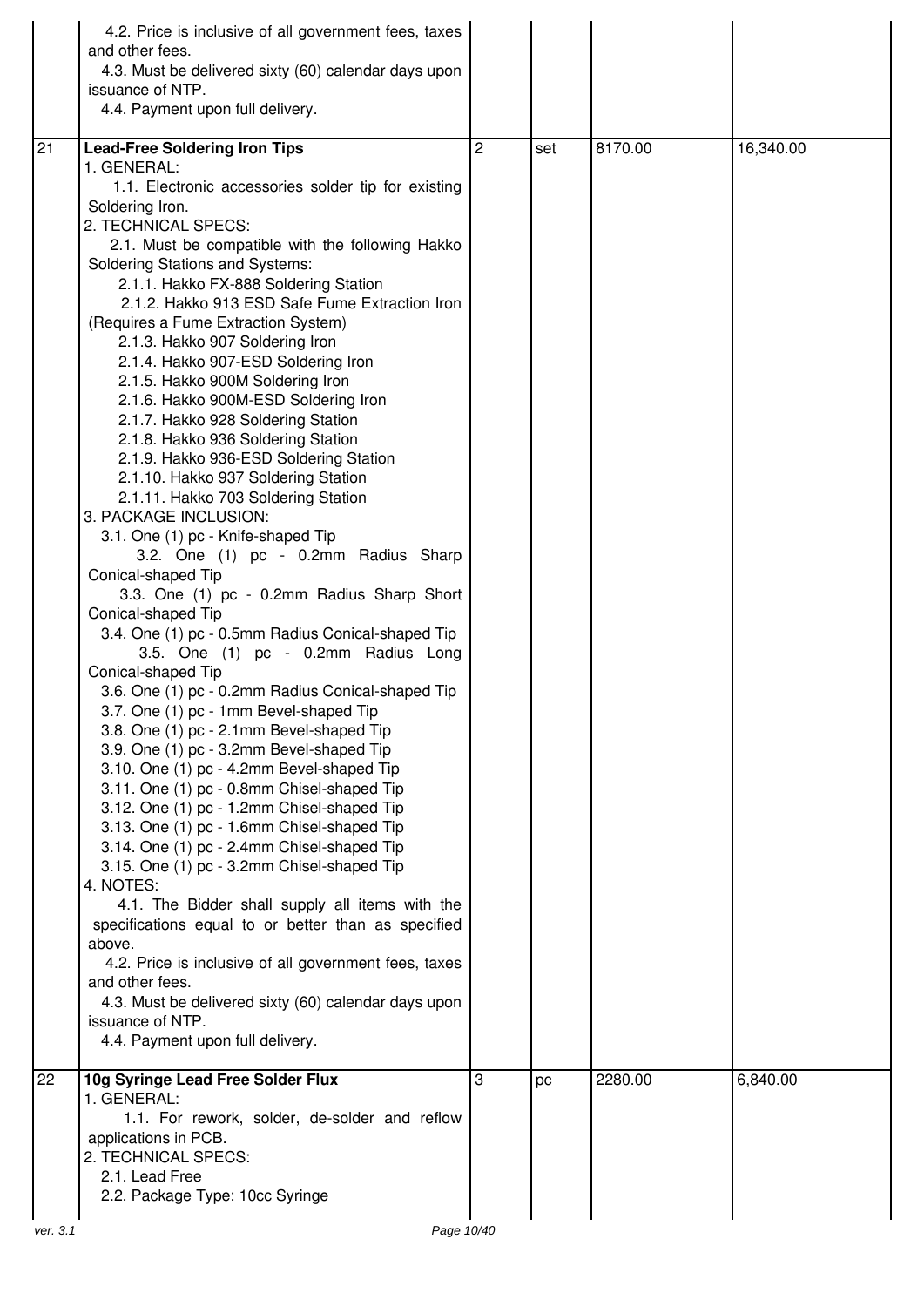| | | | | | |
|---|---|---|---|---|---|
| | 4.2. Price is inclusive of all government fees, taxes and other fees.<br>4.3. Must be delivered sixty (60) calendar days upon issuance of NTP.<br>4.4. Payment upon full delivery. | | | | |
| 21 | **Lead-Free Soldering Iron Tips**<br>1. GENERAL:<br>1.1. Electronic accessories solder tip for existing Soldering Iron.<br>2. TECHNICAL SPECS:<br>2.1. Must be compatible with the following Hakko Soldering Stations and Systems:<br>2.1.1. Hakko FX-888 Soldering Station<br>2.1.2. Hakko 913 ESD Safe Fume Extraction Iron (Requires a Fume Extraction System)<br>2.1.3. Hakko 907 Soldering Iron<br>2.1.4. Hakko 907-ESD Soldering Iron<br>2.1.5. Hakko 900M Soldering Iron<br>2.1.6. Hakko 900M-ESD Soldering Iron<br>2.1.7. Hakko 928 Soldering Station<br>2.1.8. Hakko 936 Soldering Station<br>2.1.9. Hakko 936-ESD Soldering Station<br>2.1.10. Hakko 937 Soldering Station<br>2.1.11. Hakko 703 Soldering Station<br>3. PACKAGE INCLUSION:<br>3.1. One (1) pc - Knife-shaped Tip<br>3.2. One (1) pc - 0.2mm Radius Sharp Conical-shaped Tip<br>3.3. One (1) pc - 0.2mm Radius Sharp Short Conical-shaped Tip<br>3.4. One (1) pc - 0.5mm Radius Conical-shaped Tip<br>3.5. One (1) pc - 0.2mm Radius Long Conical-shaped Tip<br>3.6. One (1) pc - 0.2mm Radius Conical-shaped Tip<br>3.7. One (1) pc - 1mm Bevel-shaped Tip<br>3.8. One (1) pc - 2.1mm Bevel-shaped Tip<br>3.9. One (1) pc - 3.2mm Bevel-shaped Tip<br>3.10. One (1) pc - 4.2mm Bevel-shaped Tip<br>3.11. One (1) pc - 0.8mm Chisel-shaped Tip<br>3.12. One (1) pc - 1.2mm Chisel-shaped Tip<br>3.13. One (1) pc - 1.6mm Chisel-shaped Tip<br>3.14. One (1) pc - 2.4mm Chisel-shaped Tip<br>3.15. One (1) pc - 3.2mm Chisel-shaped Tip<br>4. NOTES:<br>4.1. The Bidder shall supply all items with the specifications equal to or better than as specified above.<br>4.2. Price is inclusive of all government fees, taxes and other fees.<br>4.3. Must be delivered sixty (60) calendar days upon issuance of NTP.<br>4.4. Payment upon full delivery. | 2 | set | 8170.00 | 16,340.00 |
| 22 | **10g Syringe Lead Free Solder Flux**<br>1. GENERAL:<br>1.1. For rework, solder, de-solder and reflow applications in PCB.<br>2. TECHNICAL SPECS:<br>2.1. Lead Free<br>2.2. Package Type: 10cc Syringe | 3 | pc | 2280.00 | 6,840.00 |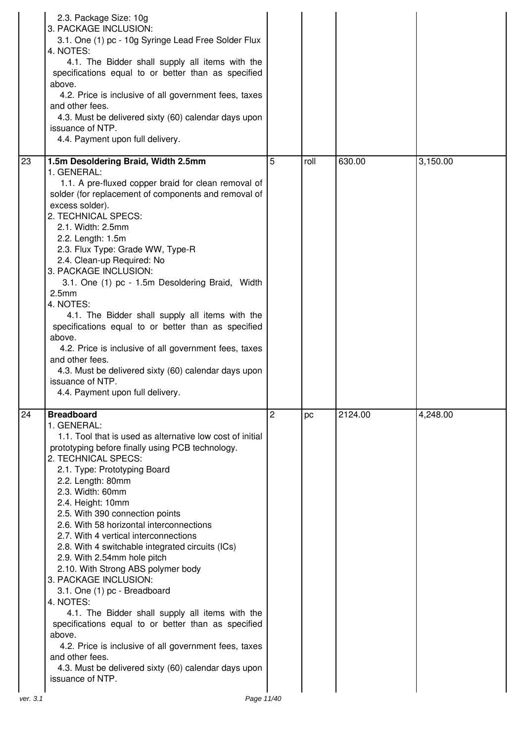| | | | | | |
|---|---|---|---|---|---|
| | 2.3. Package Size: 10g<br>3. PACKAGE INCLUSION:<br>3.1. One (1) pc - 10g Syringe Lead Free Solder Flux<br>4. NOTES:<br>4.1. The Bidder shall supply all items with the specifications equal to or better than as specified above.<br>4.2. Price is inclusive of all government fees, taxes and other fees.<br>4.3. Must be delivered sixty (60) calendar days upon issuance of NTP.<br>4.4. Payment upon full delivery. | | | | |
| 23 | **1.5m Desoldering Braid, Width 2.5mm**<br>1. GENERAL:<br>1.1. A pre-fluxed copper braid for clean removal of solder (for replacement of components and removal of excess solder).<br>2. TECHNICAL SPECS:<br>2.1. Width: 2.5mm<br>2.2. Length: 1.5m<br>2.3. Flux Type: Grade WW, Type-R<br>2.4. Clean-up Required: No<br>3. PACKAGE INCLUSION:<br>3.1. One (1) pc - 1.5m Desoldering Braid, Width 2.5mm<br>4. NOTES:<br>4.1. The Bidder shall supply all items with the specifications equal to or better than as specified above.<br>4.2. Price is inclusive of all government fees, taxes and other fees.<br>4.3. Must be delivered sixty (60) calendar days upon issuance of NTP.<br>4.4. Payment upon full delivery. | 5 | roll | 630.00 | 3,150.00 |
| 24 | **Breadboard**<br>1. GENERAL:<br>1.1. Tool that is used as alternative low cost of initial prototyping before finally using PCB technology.<br>2. TECHNICAL SPECS:<br>2.1. Type: Prototyping Board<br>2.2. Length: 80mm<br>2.3. Width: 60mm<br>2.4. Height: 10mm<br>2.5. With 390 connection points<br>2.6. With 58 horizontal interconnections<br>2.7. With 4 vertical interconnections<br>2.8. With 4 switchable integrated circuits (ICs)<br>2.9. With 2.54mm hole pitch<br>2.10. With Strong ABS polymer body<br>3. PACKAGE INCLUSION:<br>3.1. One (1) pc - Breadboard<br>4. NOTES:<br>4.1. The Bidder shall supply all items with the specifications equal to or better than as specified above.<br>4.2. Price is inclusive of all government fees, taxes and other fees.<br>4.3. Must be delivered sixty (60) calendar days upon issuance of NTP. | 2 | pc | 2124.00 | 4,248.00 |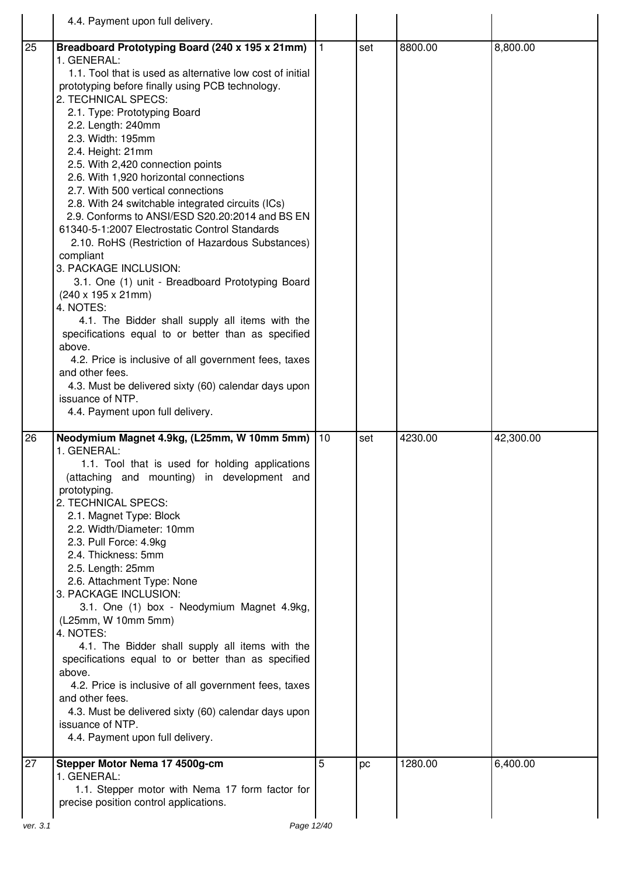| | | | | | |
|---|---|---|---|---|---|
| | 4.4. Payment upon full delivery. | | | | |
| 25 | **Breadboard Prototyping Board (240 x 195 x 21mm)**<br>1. GENERAL:<br>1.1. Tool that is used as alternative low cost of initial prototyping before finally using PCB technology.<br>2. TECHNICAL SPECS:<br>2.1. Type: Prototyping Board<br>2.2. Length: 240mm<br>2.3. Width: 195mm<br>2.4. Height: 21mm<br>2.5. With 2,420 connection points<br>2.6. With 1,920 horizontal connections<br>2.7. With 500 vertical connections<br>2.8. With 24 switchable integrated circuits (ICs)<br>2.9. Conforms to ANSI/ESD S20.20:2014 and BS EN 61340-5-1:2007 Electrostatic Control Standards<br>2.10. RoHS (Restriction of Hazardous Substances) compliant<br>3. PACKAGE INCLUSION:<br>3.1. One (1) unit - Breadboard Prototyping Board (240 x 195 x 21mm)<br>4. NOTES:<br>4.1. The Bidder shall supply all items with the specifications equal to or better than as specified above.<br>4.2. Price is inclusive of all government fees, taxes and other fees.<br>4.3. Must be delivered sixty (60) calendar days upon issuance of NTP.<br>4.4. Payment upon full delivery. | 1 | set | 8800.00 | 8,800.00 |
| 26 | **Neodymium Magnet 4.9kg, (L25mm, W 10mm 5mm)**<br>1. GENERAL:<br>1.1. Tool that is used for holding applications (attaching and mounting) in development and prototyping.<br>2. TECHNICAL SPECS:<br>2.1. Magnet Type: Block<br>2.2. Width/Diameter: 10mm<br>2.3. Pull Force: 4.9kg<br>2.4. Thickness: 5mm<br>2.5. Length: 25mm<br>2.6. Attachment Type: None<br>3. PACKAGE INCLUSION:<br>3.1. One (1) box - Neodymium Magnet 4.9kg, (L25mm, W 10mm 5mm)<br>4. NOTES:<br>4.1. The Bidder shall supply all items with the specifications equal to or better than as specified above.<br>4.2. Price is inclusive of all government fees, taxes and other fees.<br>4.3. Must be delivered sixty (60) calendar days upon issuance of NTP.<br>4.4. Payment upon full delivery. | 10 | set | 4230.00 | 42,300.00 |
| 27 | **Stepper Motor Nema 17 4500g-cm**<br>1. GENERAL:<br>1.1. Stepper motor with Nema 17 form factor for precise position control applications. | 5 | pc | 1280.00 | 6,400.00 |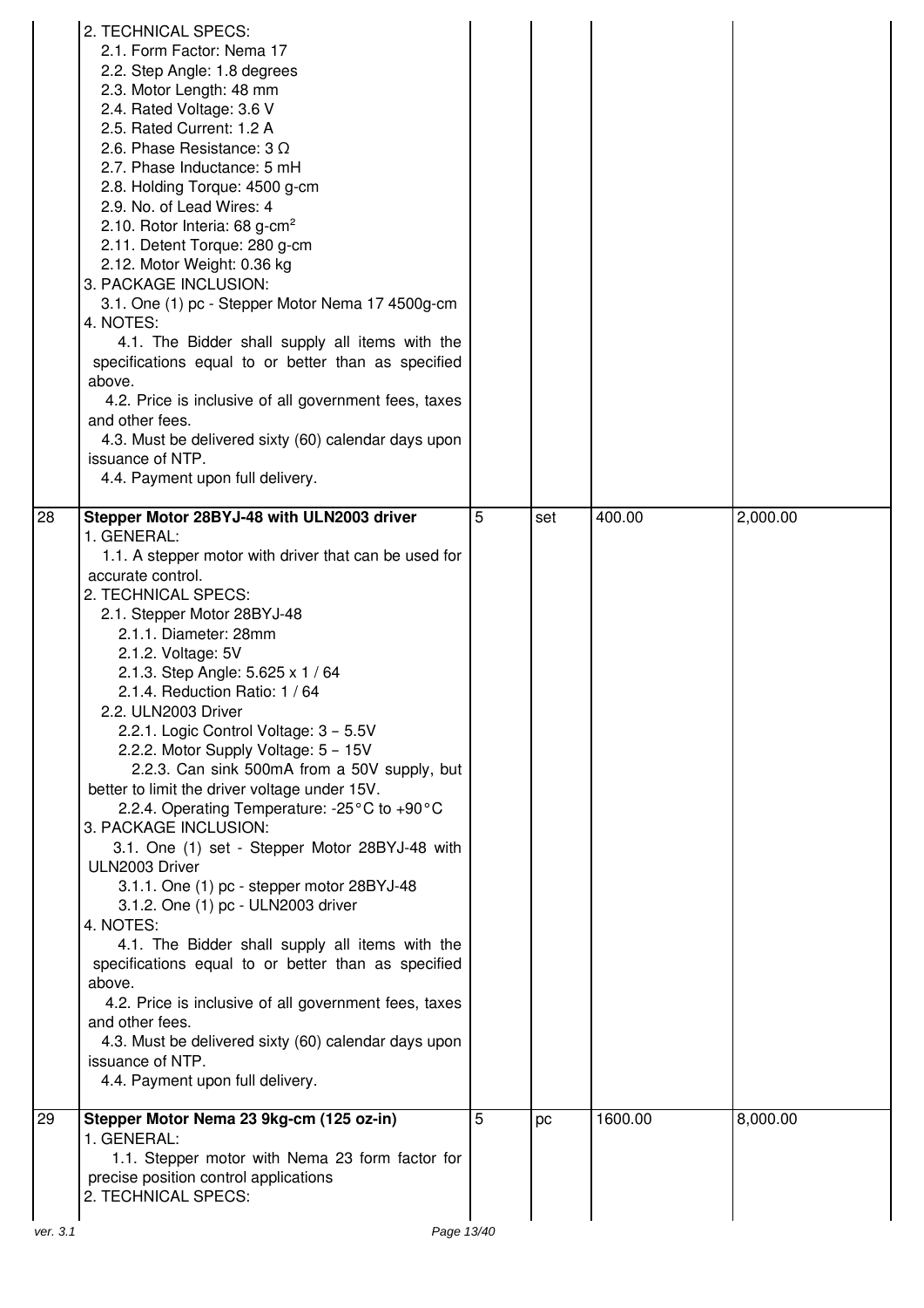| | | | | | |
|---|---|---|---|---|---|
| | 2. TECHNICAL SPECS:<br>2.1. Form Factor: Nema 17<br>2.2. Step Angle: 1.8 degrees<br>2.3. Motor Length: 48 mm<br>2.4. Rated Voltage: 3.6 V<br>2.5. Rated Current: 1.2 A<br>2.6. Phase Resistance: 3 Ω<br>2.7. Phase Inductance: 5 mH<br>2.8. Holding Torque: 4500 g-cm<br>2.9. No. of Lead Wires: 4<br>2.10. Rotor Interia: 68 g-cm²<br>2.11. Detent Torque: 280 g-cm<br>2.12. Motor Weight: 0.36 kg<br>3. PACKAGE INCLUSION:<br>3.1. One (1) pc - Stepper Motor Nema 17 4500g-cm<br>4. NOTES:<br>4.1. The Bidder shall supply all items with the specifications equal to or better than as specified above.<br>4.2. Price is inclusive of all government fees, taxes and other fees.<br>4.3. Must be delivered sixty (60) calendar days upon issuance of NTP.<br>4.4. Payment upon full delivery. | | | | |
| 28 | **Stepper Motor 28BYJ-48 with ULN2003 driver**<br>1. GENERAL:<br>1.1. A stepper motor with driver that can be used for accurate control.<br>2. TECHNICAL SPECS:<br>2.1. Stepper Motor 28BYJ-48<br>2.1.1. Diameter: 28mm<br>2.1.2. Voltage: 5V<br>2.1.3. Step Angle: 5.625 x 1 / 64<br>2.1.4. Reduction Ratio: 1 / 64<br>2.2. ULN2003 Driver<br>2.2.1. Logic Control Voltage: 3 – 5.5V<br>2.2.2. Motor Supply Voltage: 5 – 15V<br>2.2.3. Can sink 500mA from a 50V supply, but better to limit the driver voltage under 15V.<br>2.2.4. Operating Temperature: -25°C to +90°C<br>3. PACKAGE INCLUSION:<br>3.1. One (1) set - Stepper Motor 28BYJ-48 with ULN2003 Driver<br>3.1.1. One (1) pc - stepper motor 28BYJ-48<br>3.1.2. One (1) pc - ULN2003 driver<br>4. NOTES:<br>4.1. The Bidder shall supply all items with the specifications equal to or better than as specified above.<br>4.2. Price is inclusive of all government fees, taxes and other fees.<br>4.3. Must be delivered sixty (60) calendar days upon issuance of NTP.<br>4.4. Payment upon full delivery. | 5 | set | 400.00 | 2,000.00 |
| 29 | **Stepper Motor Nema 23 9kg-cm (125 oz-in)**<br>1. GENERAL:<br>1.1. Stepper motor with Nema 23 form factor for precise position control applications<br>2. TECHNICAL SPECS: | 5 | pc | 1600.00 | 8,000.00 |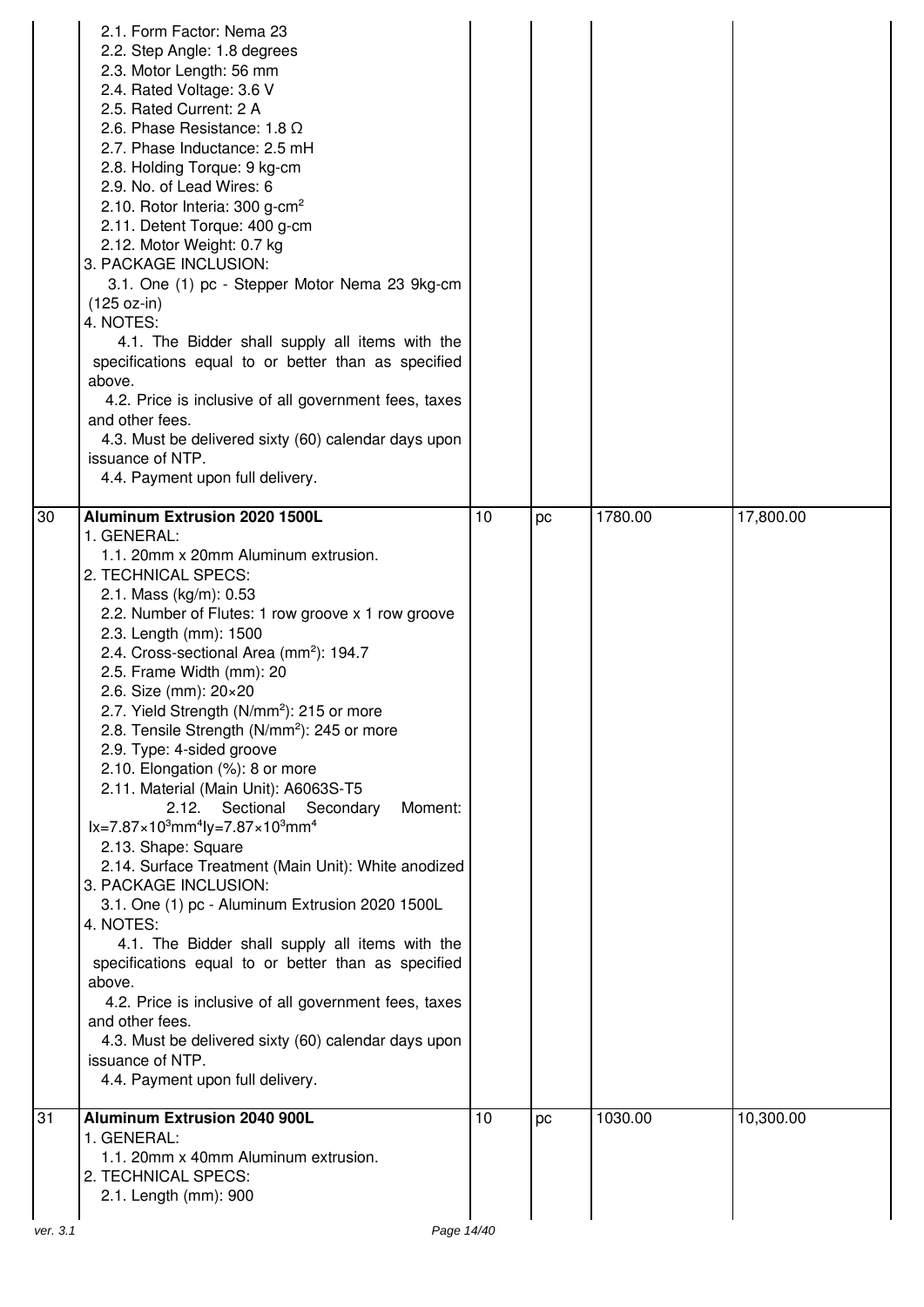| | | | | | |
|---|---|---|---|---|---|
| | 2.1. Form Factor: Nema 23<br>2.2. Step Angle: 1.8 degrees<br>2.3. Motor Length: 56 mm<br>2.4. Rated Voltage: 3.6 V<br>2.5. Rated Current: 2 A<br>2.6. Phase Resistance: 1.8 Ω<br>2.7. Phase Inductance: 2.5 mH<br>2.8. Holding Torque: 9 kg-cm<br>2.9. No. of Lead Wires: 6<br>2.10. Rotor Interia: 300 g-cm$^2$<br>2.11. Detent Torque: 400 g-cm<br>2.12. Motor Weight: 0.7 kg<br>3. PACKAGE INCLUSION:<br>3.1. One (1) pc - Stepper Motor Nema 23 9kg-cm (125 oz-in)<br>4. NOTES:<br>4.1. The Bidder shall supply all items with the specifications equal to or better than as specified above.<br>4.2. Price is inclusive of all government fees, taxes and other fees.<br>4.3. Must be delivered sixty (60) calendar days upon issuance of NTP.<br>4.4. Payment upon full delivery. | | | | |
| 30 | **Aluminum Extrusion 2020 1500L**<br>1. GENERAL:<br>1.1. 20mm x 20mm Aluminum extrusion.<br>2. TECHNICAL SPECS:<br>2.1. Mass (kg/m): 0.53<br>2.2. Number of Flutes: 1 row groove x 1 row groove<br>2.3. Length (mm): 1500<br>2.4. Cross-sectional Area (mm$^2$): 194.7<br>2.5. Frame Width (mm): 20<br>2.6. Size (mm): 20×20<br>2.7. Yield Strength (N/mm$^2$): 215 or more<br>2.8. Tensile Strength (N/mm$^2$): 245 or more<br>2.9. Type: 4-sided groove<br>2.10. Elongation (%): 8 or more<br>2.11. Material (Main Unit): A6063S-T5<br>2.12. Sectional Secondary Moment: $Ix=7.87\times10^3mm^4Iy=7.87\times10^3mm^4$<br>2.13. Shape: Square<br>2.14. Surface Treatment (Main Unit): White anodized<br>3. PACKAGE INCLUSION:<br>3.1. One (1) pc - Aluminum Extrusion 2020 1500L<br>4. NOTES:<br>4.1. The Bidder shall supply all items with the specifications equal to or better than as specified above.<br>4.2. Price is inclusive of all government fees, taxes and other fees.<br>4.3. Must be delivered sixty (60) calendar days upon issuance of NTP.<br>4.4. Payment upon full delivery. | 10 | pc | 1780.00 | 17,800.00 |
| 31 | **Aluminum Extrusion 2040 900L**<br>1. GENERAL:<br>1.1. 20mm x 40mm Aluminum extrusion.<br>2. TECHNICAL SPECS:<br>2.1. Length (mm): 900 | 10 | pc | 1030.00 | 10,300.00 |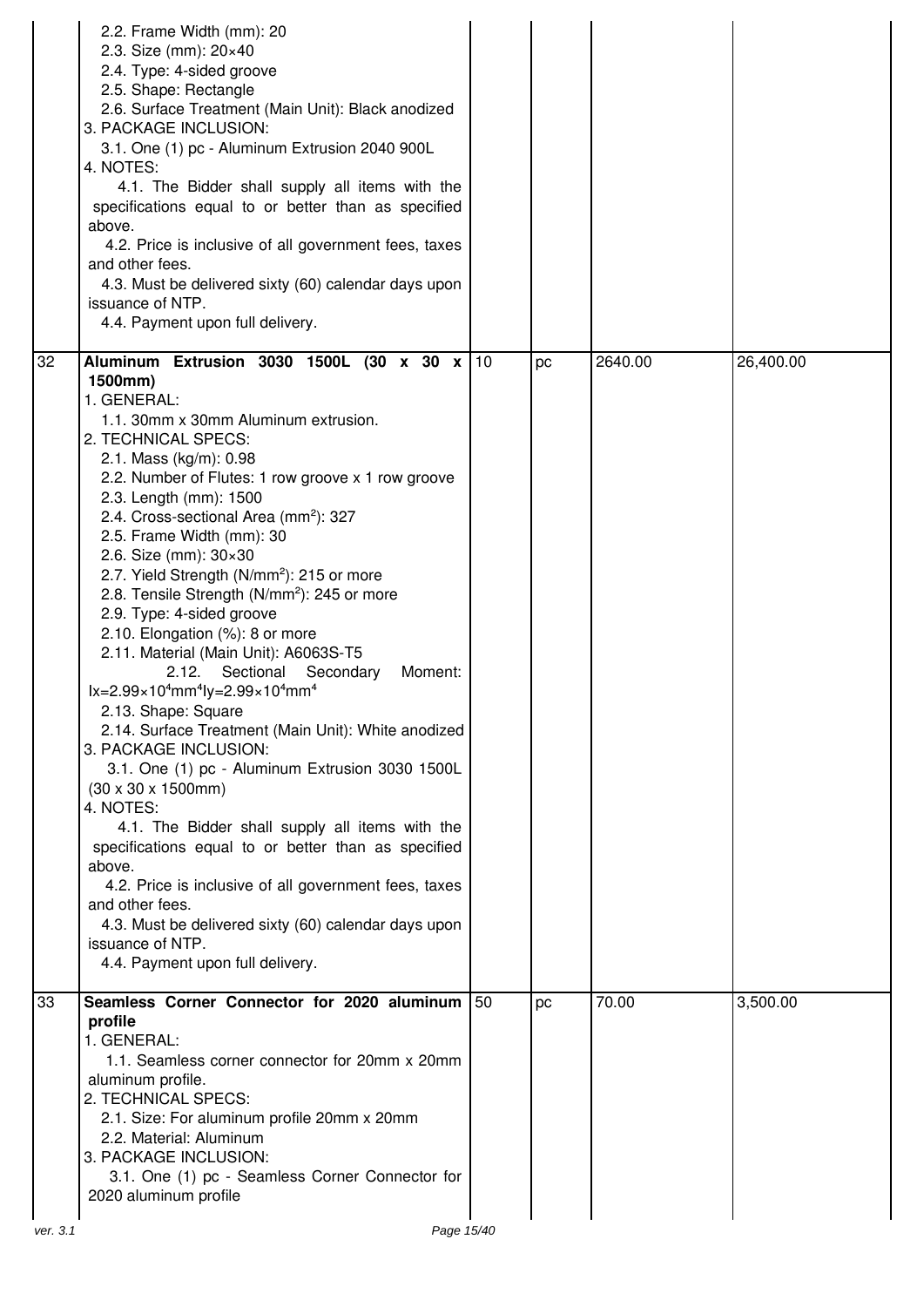| | | | | | |
|---|---|---|---|---|---|
| | 2.2. Frame Width (mm): 20<br>2.3. Size (mm): 20×40<br>2.4. Type: 4-sided groove<br>2.5. Shape: Rectangle<br>2.6. Surface Treatment (Main Unit): Black anodized<br>3. PACKAGE INCLUSION:<br>3.1. One (1) pc - Aluminum Extrusion 2040 900L<br>4. NOTES:<br>4.1. The Bidder shall supply all items with the specifications equal to or better than as specified above.<br>4.2. Price is inclusive of all government fees, taxes and other fees.<br>4.3. Must be delivered sixty (60) calendar days upon issuance of NTP.<br>4.4. Payment upon full delivery. | | | | |
| 32 | **Aluminum Extrusion 3030 1500L (30 x 30 x 1500mm)**<br>1. GENERAL:<br>1.1. 30mm x 30mm Aluminum extrusion.<br>2. TECHNICAL SPECS:<br>2.1. Mass (kg/m): 0.98<br>2.2. Number of Flutes: 1 row groove x 1 row groove<br>2.3. Length (mm): 1500<br>2.4. Cross-sectional Area ($mm^2$): 327<br>2.5. Frame Width (mm): 30<br>2.6. Size (mm): 30×30<br>2.7. Yield Strength ($N/mm^2$): 215 or more<br>2.8. Tensile Strength ($N/mm^2$): 245 or more<br>2.9. Type: 4-sided groove<br>2.10. Elongation (%): 8 or more<br>2.11. Material (Main Unit): A6063S-T5<br>2.12. Sectional Secondary Moment: $Ix=2.99\times10^4mm^4Iy=2.99\times10^4mm^4$<br>2.13. Shape: Square<br>2.14. Surface Treatment (Main Unit): White anodized<br>3. PACKAGE INCLUSION:<br>3.1. One (1) pc - Aluminum Extrusion 3030 1500L (30 x 30 x 1500mm)<br>4. NOTES:<br>4.1. The Bidder shall supply all items with the specifications equal to or better than as specified above.<br>4.2. Price is inclusive of all government fees, taxes and other fees.<br>4.3. Must be delivered sixty (60) calendar days upon issuance of NTP.<br>4.4. Payment upon full delivery. | 10 | pc | 2640.00 | 26,400.00 |
| 33 | **Seamless Corner Connector for 2020 aluminum profile**<br>1. GENERAL:<br>1.1. Seamless corner connector for 20mm x 20mm aluminum profile.<br>2. TECHNICAL SPECS:<br>2.1. Size: For aluminum profile 20mm x 20mm<br>2.2. Material: Aluminum<br>3. PACKAGE INCLUSION:<br>3.1. One (1) pc - Seamless Corner Connector for 2020 aluminum profile | 50 | pc | 70.00 | 3,500.00 |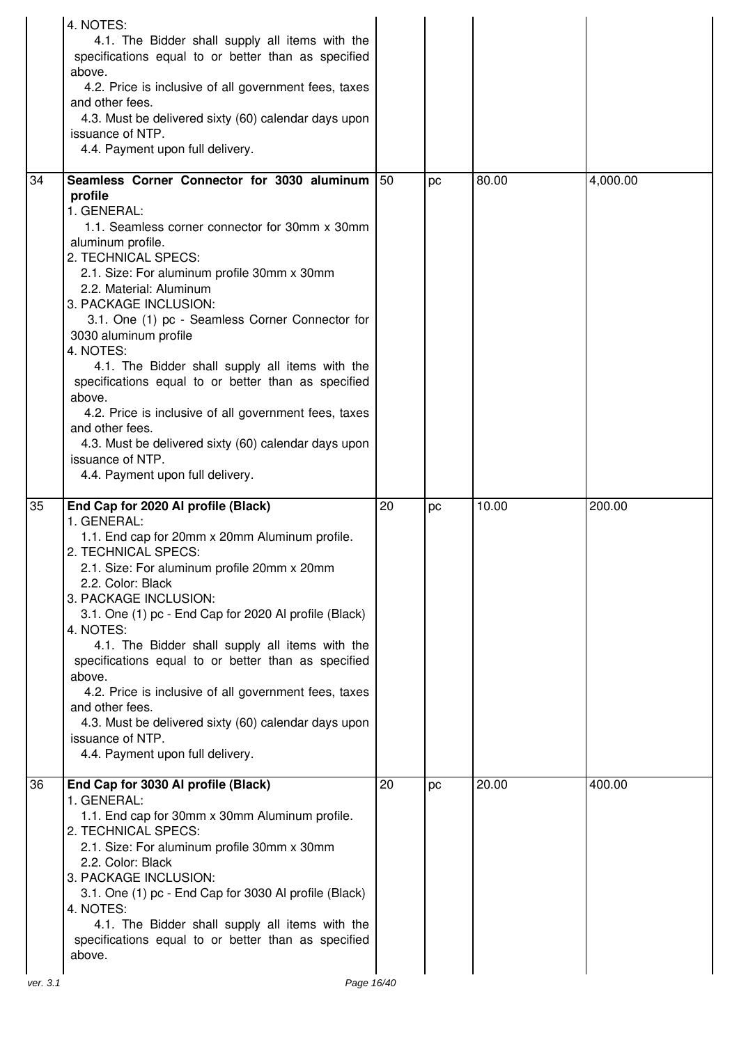| | | | | | |
|---|---|---|---|---|---|
| | 4. NOTES:<br>4.1. The Bidder shall supply all items with the specifications equal to or better than as specified above.<br>4.2. Price is inclusive of all government fees, taxes and other fees.<br>4.3. Must be delivered sixty (60) calendar days upon issuance of NTP.<br>4.4. Payment upon full delivery. | | | | |
| 34 | **Seamless Corner Connector for 3030 aluminum profile**<br>1. GENERAL:<br>1.1. Seamless corner connector for 30mm x 30mm aluminum profile.<br>2. TECHNICAL SPECS:<br>2.1. Size: For aluminum profile 30mm x 30mm<br>2.2. Material: Aluminum<br>3. PACKAGE INCLUSION:<br>3.1. One (1) pc - Seamless Corner Connector for 3030 aluminum profile<br>4. NOTES:<br>4.1. The Bidder shall supply all items with the specifications equal to or better than as specified above.<br>4.2. Price is inclusive of all government fees, taxes and other fees.<br>4.3. Must be delivered sixty (60) calendar days upon issuance of NTP.<br>4.4. Payment upon full delivery. | 50 | pc | 80.00 | 4,000.00 |
| 35 | **End Cap for 2020 Al profile (Black)**<br>1. GENERAL:<br>1.1. End cap for 20mm x 20mm Aluminum profile.<br>2. TECHNICAL SPECS:<br>2.1. Size: For aluminum profile 20mm x 20mm<br>2.2. Color: Black<br>3. PACKAGE INCLUSION:<br>3.1. One (1) pc - End Cap for 2020 Al profile (Black)<br>4. NOTES:<br>4.1. The Bidder shall supply all items with the specifications equal to or better than as specified above.<br>4.2. Price is inclusive of all government fees, taxes and other fees.<br>4.3. Must be delivered sixty (60) calendar days upon issuance of NTP.<br>4.4. Payment upon full delivery. | 20 | pc | 10.00 | 200.00 |
| 36 | **End Cap for 3030 Al profile (Black)**<br>1. GENERAL:<br>1.1. End cap for 30mm x 30mm Aluminum profile.<br>2. TECHNICAL SPECS:<br>2.1. Size: For aluminum profile 30mm x 30mm<br>2.2. Color: Black<br>3. PACKAGE INCLUSION:<br>3.1. One (1) pc - End Cap for 3030 Al profile (Black)<br>4. NOTES:<br>4.1. The Bidder shall supply all items with the specifications equal to or better than as specified above. | 20 | pc | 20.00 | 400.00 |

ver. 3.1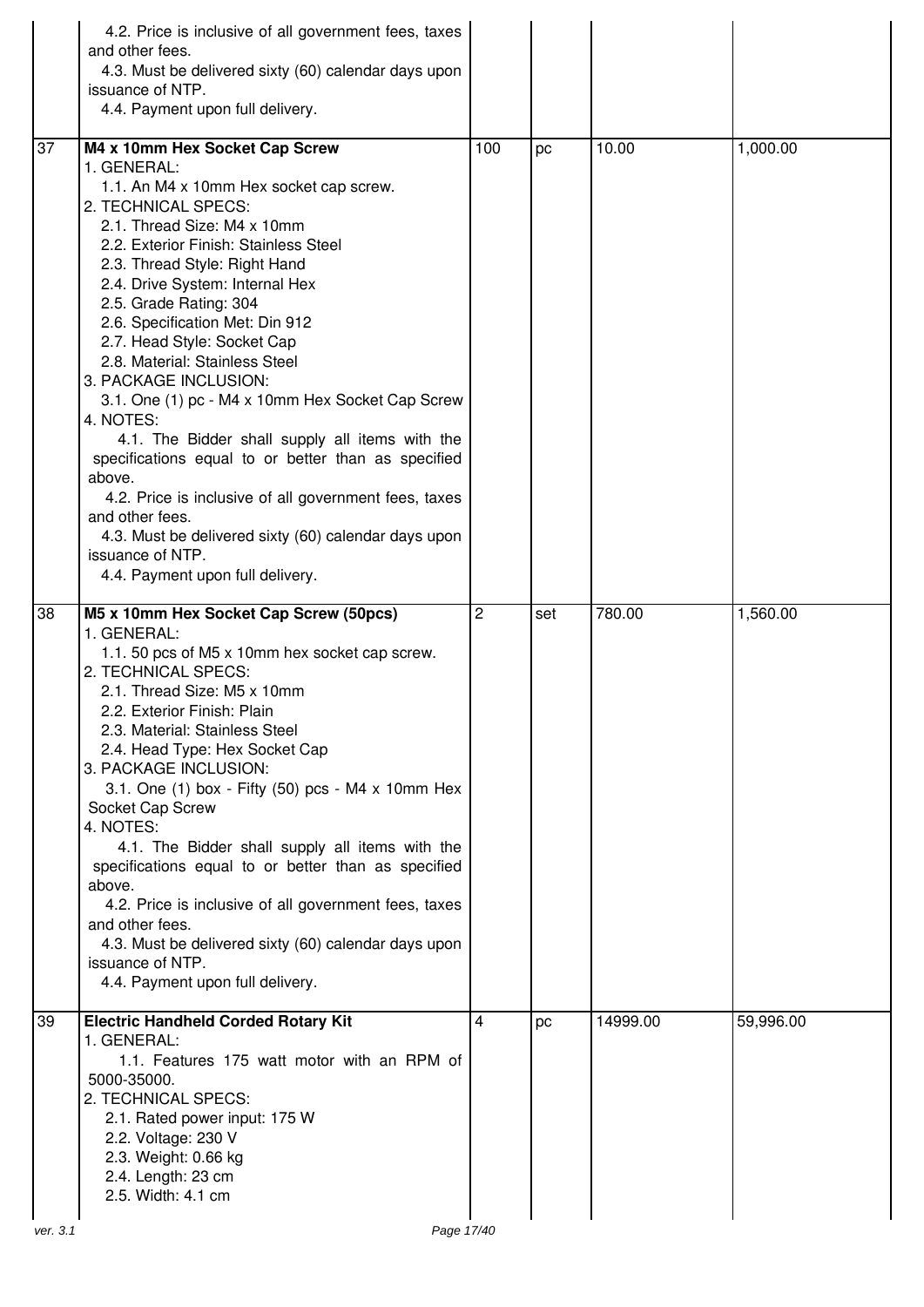| | | | | | |
|---|---|---|---|---|---|
| | 4.2. Price is inclusive of all government fees, taxes and other fees.<br>4.3. Must be delivered sixty (60) calendar days upon issuance of NTP.<br>4.4. Payment upon full delivery. | | | | |
| 37 | **M4 x 10mm Hex Socket Cap Screw**<br>1. GENERAL:<br>1.1. An M4 x 10mm Hex socket cap screw.<br>2. TECHNICAL SPECS:<br>2.1. Thread Size: M4 x 10mm<br>2.2. Exterior Finish: Stainless Steel<br>2.3. Thread Style: Right Hand<br>2.4. Drive System: Internal Hex<br>2.5. Grade Rating: 304<br>2.6. Specification Met: Din 912<br>2.7. Head Style: Socket Cap<br>2.8. Material: Stainless Steel<br>3. PACKAGE INCLUSION:<br>3.1. One (1) pc - M4 x 10mm Hex Socket Cap Screw<br>4. NOTES:<br>4.1. The Bidder shall supply all items with the specifications equal to or better than as specified above.<br>4.2. Price is inclusive of all government fees, taxes and other fees.<br>4.3. Must be delivered sixty (60) calendar days upon issuance of NTP.<br>4.4. Payment upon full delivery. | 100 | pc | 10.00 | 1,000.00 |
| 38 | **M5 x 10mm Hex Socket Cap Screw (50pcs)**<br>1. GENERAL:<br>1.1. 50 pcs of M5 x 10mm hex socket cap screw.<br>2. TECHNICAL SPECS:<br>2.1. Thread Size: M5 x 10mm<br>2.2. Exterior Finish: Plain<br>2.3. Material: Stainless Steel<br>2.4. Head Type: Hex Socket Cap<br>3. PACKAGE INCLUSION:<br>3.1. One (1) box - Fifty (50) pcs - M4 x 10mm Hex Socket Cap Screw<br>4. NOTES:<br>4.1. The Bidder shall supply all items with the specifications equal to or better than as specified above.<br>4.2. Price is inclusive of all government fees, taxes and other fees.<br>4.3. Must be delivered sixty (60) calendar days upon issuance of NTP.<br>4.4. Payment upon full delivery. | 2 | set | 780.00 | 1,560.00 |
| 39 | **Electric Handheld Corded Rotary Kit**<br>1. GENERAL:<br>1.1. Features 175 watt motor with an RPM of 5000-35000.<br>2. TECHNICAL SPECS:<br>2.1. Rated power input: 175 W<br>2.2. Voltage: 230 V<br>2.3. Weight: 0.66 kg<br>2.4. Length: 23 cm<br>2.5. Width: 4.1 cm | 4 | pc | 14999.00 | 59,996.00 |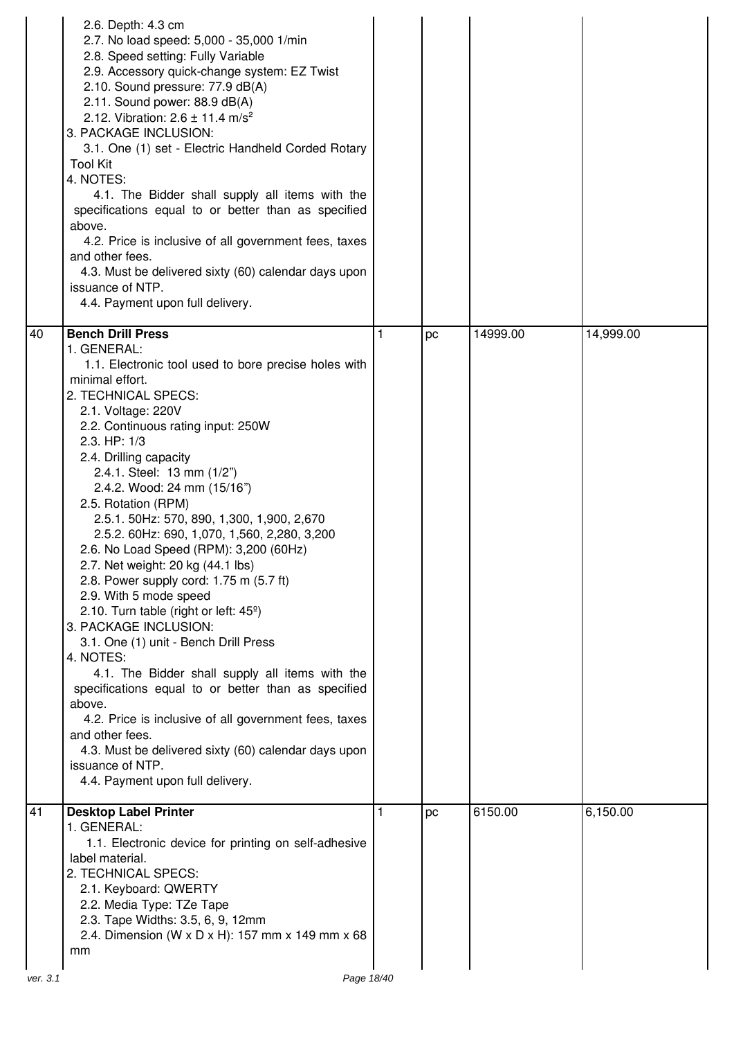| | | | | | |
|---|---|---|---|---|---|
| | 2.6. Depth: 4.3 cm<br>2.7. No load speed: 5,000 - 35,000 1/min<br>2.8. Speed setting: Fully Variable<br>2.9. Accessory quick-change system: EZ Twist<br>2.10. Sound pressure: 77.9 dB(A)<br>2.11. Sound power: 88.9 dB(A)<br>2.12. Vibration: 2.6 ± 11.4 m/s²<br>3. PACKAGE INCLUSION:<br>3.1. One (1) set - Electric Handheld Corded Rotary Tool Kit<br>4. NOTES:<br>4.1. The Bidder shall supply all items with the specifications equal to or better than as specified above.<br>4.2. Price is inclusive of all government fees, taxes and other fees.<br>4.3. Must be delivered sixty (60) calendar days upon issuance of NTP.<br>4.4. Payment upon full delivery. | | | | |
| 40 | **Bench Drill Press**<br>1. GENERAL:<br>1.1. Electronic tool used to bore precise holes with minimal effort.<br>2. TECHNICAL SPECS:<br>2.1. Voltage: 220V<br>2.2. Continuous rating input: 250W<br>2.3. HP: 1/3<br>2.4. Drilling capacity<br>2.4.1. Steel: 13 mm (1/2")<br>2.4.2. Wood: 24 mm (15/16")<br>2.5. Rotation (RPM)<br>2.5.1. 50Hz: 570, 890, 1,300, 1,900, 2,670<br>2.5.2. 60Hz: 690, 1,070, 1,560, 2,280, 3,200<br>2.6. No Load Speed (RPM): 3,200 (60Hz)<br>2.7. Net weight: 20 kg (44.1 lbs)<br>2.8. Power supply cord: 1.75 m (5.7 ft)<br>2.9. With 5 mode speed<br>2.10. Turn table (right or left: 45º)<br>3. PACKAGE INCLUSION:<br>3.1. One (1) unit - Bench Drill Press<br>4. NOTES:<br>4.1. The Bidder shall supply all items with the specifications equal to or better than as specified above.<br>4.2. Price is inclusive of all government fees, taxes and other fees.<br>4.3. Must be delivered sixty (60) calendar days upon issuance of NTP.<br>4.4. Payment upon full delivery. | 1 | pc | 14999.00 | 14,999.00 |
| 41 | **Desktop Label Printer**<br>1. GENERAL:<br>1.1. Electronic device for printing on self-adhesive label material.<br>2. TECHNICAL SPECS:<br>2.1. Keyboard: QWERTY<br>2.2. Media Type: TZe Tape<br>2.3. Tape Widths: 3.5, 6, 9, 12mm<br>2.4. Dimension (W x D x H): 157 mm x 149 mm x 68 mm | 1 | pc | 6150.00 | 6,150.00 |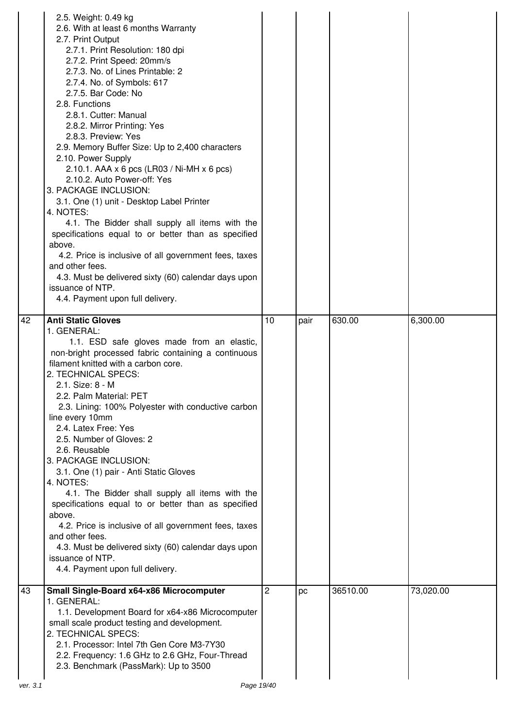| | | | | | |
|---|---|---|---|---|---|
| | 2.5. Weight: 0.49 kg<br>2.6. With at least 6 months Warranty<br>2.7. Print Output<br>2.7.1. Print Resolution: 180 dpi<br>2.7.2. Print Speed: 20mm/s<br>2.7.3. No. of Lines Printable: 2<br>2.7.4. No. of Symbols: 617<br>2.7.5. Bar Code: No<br>2.8. Functions<br>2.8.1. Cutter: Manual<br>2.8.2. Mirror Printing: Yes<br>2.8.3. Preview: Yes<br>2.9. Memory Buffer Size: Up to 2,400 characters<br>2.10. Power Supply<br>2.10.1. AAA x 6 pcs (LR03 / Ni-MH x 6 pcs)<br>2.10.2. Auto Power-off: Yes<br>3. PACKAGE INCLUSION:<br>3.1. One (1) unit - Desktop Label Printer<br>4. NOTES:<br>4.1. The Bidder shall supply all items with the specifications equal to or better than as specified above.<br>4.2. Price is inclusive of all government fees, taxes and other fees.<br>4.3. Must be delivered sixty (60) calendar days upon issuance of NTP.<br>4.4. Payment upon full delivery. | | | | |
| 42 | **Anti Static Gloves**<br>1. GENERAL:<br>1.1. ESD safe gloves made from an elastic, non-bright processed fabric containing a continuous filament knitted with a carbon core.<br>2. TECHNICAL SPECS:<br>2.1. Size: 8 - M<br>2.2. Palm Material: PET<br>2.3. Lining: 100% Polyester with conductive carbon line every 10mm<br>2.4. Latex Free: Yes<br>2.5. Number of Gloves: 2<br>2.6. Reusable<br>3. PACKAGE INCLUSION:<br>3.1. One (1) pair - Anti Static Gloves<br>4. NOTES:<br>4.1. The Bidder shall supply all items with the specifications equal to or better than as specified above.<br>4.2. Price is inclusive of all government fees, taxes and other fees.<br>4.3. Must be delivered sixty (60) calendar days upon issuance of NTP.<br>4.4. Payment upon full delivery. | 10 | pair | 630.00 | 6,300.00 |
| 43 | **Small Single-Board x64-x86 Microcomputer**<br>1. GENERAL:<br>1.1. Development Board for x64-x86 Microcomputer small scale product testing and development.<br>2. TECHNICAL SPECS:<br>2.1. Processor: Intel 7th Gen Core M3-7Y30<br>2.2. Frequency: 1.6 GHz to 2.6 GHz, Four-Thread<br>2.3. Benchmark (PassMark): Up to 3500 | 2 | pc | 36510.00 | 73,020.00 |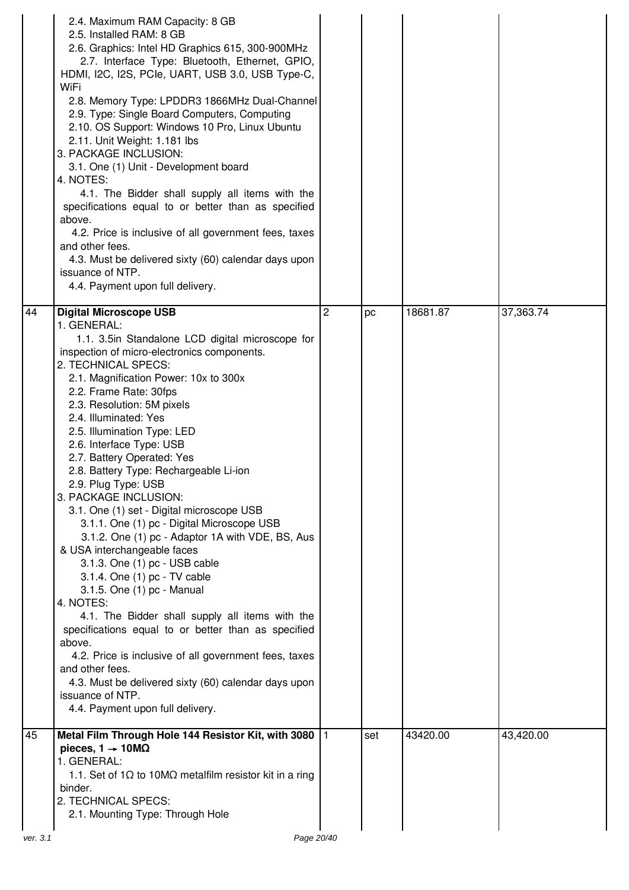| | | | | | |
|---|---|---|---|---|---|
| | 2.4. Maximum RAM Capacity: 8 GB<br>2.5. Installed RAM: 8 GB<br>2.6. Graphics: Intel HD Graphics 615, 300-900MHz<br>2.7. Interface Type: Bluetooth, Ethernet, GPIO, HDMI, I2C, I2S, PCIe, UART, USB 3.0, USB Type-C, WiFi<br>2.8. Memory Type: LPDDR3 1866MHz Dual-Channel<br>2.9. Type: Single Board Computers, Computing<br>2.10. OS Support: Windows 10 Pro, Linux Ubuntu<br>2.11. Unit Weight: 1.181 lbs<br>3. PACKAGE INCLUSION:<br>3.1. One (1) Unit - Development board<br>4. NOTES:<br>4.1. The Bidder shall supply all items with the specifications equal to or better than as specified above.<br>4.2. Price is inclusive of all government fees, taxes and other fees.<br>4.3. Must be delivered sixty (60) calendar days upon issuance of NTP.<br>4.4. Payment upon full delivery. | | | | |
| 44 | **Digital Microscope USB**<br>1. GENERAL:<br>1.1. 3.5in Standalone LCD digital microscope for inspection of micro-electronics components.<br>2. TECHNICAL SPECS:<br>2.1. Magnification Power: 10x to 300x<br>2.2. Frame Rate: 30fps<br>2.3. Resolution: 5M pixels<br>2.4. Illuminated: Yes<br>2.5. Illumination Type: LED<br>2.6. Interface Type: USB<br>2.7. Battery Operated: Yes<br>2.8. Battery Type: Rechargeable Li-ion<br>2.9. Plug Type: USB<br>3. PACKAGE INCLUSION:<br>3.1. One (1) set - Digital microscope USB<br>3.1.1. One (1) pc - Digital Microscope USB<br>3.1.2. One (1) pc - Adaptor 1A with VDE, BS, Aus & USA interchangeable faces<br>3.1.3. One (1) pc - USB cable<br>3.1.4. One (1) pc - TV cable<br>3.1.5. One (1) pc - Manual<br>4. NOTES:<br>4.1. The Bidder shall supply all items with the specifications equal to or better than as specified above.<br>4.2. Price is inclusive of all government fees, taxes and other fees.<br>4.3. Must be delivered sixty (60) calendar days upon issuance of NTP.<br>4.4. Payment upon full delivery. | 2 | pc | 18681.87 | 37,363.74 |
| 45 | **Metal Film Through Hole 144 Resistor Kit, with 3080 pieces, 1 → 10MΩ**<br>1. GENERAL:<br>1.1. Set of 1Ω to 10MΩ metalfilm resistor kit in a ring binder.<br>2. TECHNICAL SPECS:<br>2.1. Mounting Type: Through Hole | 1 | set | 43420.00 | 43,420.00 |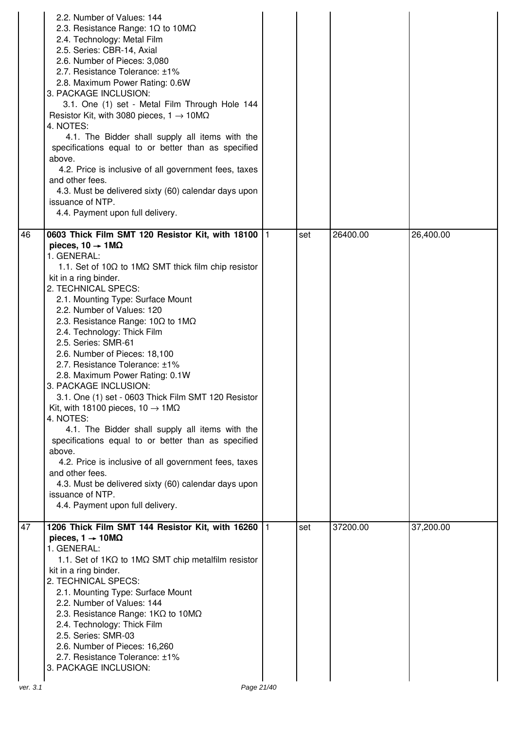| | | | | | |
|---|---|---|---|---|---|
| | 2.2. Number of Values: 144<br>2.3. Resistance Range: 1Ω to 10MΩ<br>2.4. Technology: Metal Film<br>2.5. Series: CBR-14, Axial<br>2.6. Number of Pieces: 3,080<br>2.7. Resistance Tolerance: ±1%<br>2.8. Maximum Power Rating: 0.6W<br>3. PACKAGE INCLUSION:<br>3.1. One (1) set - Metal Film Through Hole 144 Resistor Kit, with 3080 pieces, 1 → 10MΩ<br>4. NOTES:<br>4.1. The Bidder shall supply all items with the specifications equal to or better than as specified above.<br>4.2. Price is inclusive of all government fees, taxes and other fees.<br>4.3. Must be delivered sixty (60) calendar days upon issuance of NTP.<br>4.4. Payment upon full delivery. | | | | |
| 46 | **0603 Thick Film SMT 120 Resistor Kit, with 18100 pieces, 10 → 1MΩ**<br>1. GENERAL:<br>1.1. Set of 10Ω to 1MΩ SMT thick film chip resistor kit in a ring binder.<br>2. TECHNICAL SPECS:<br>2.1. Mounting Type: Surface Mount<br>2.2. Number of Values: 120<br>2.3. Resistance Range: 10Ω to 1MΩ<br>2.4. Technology: Thick Film<br>2.5. Series: SMR-61<br>2.6. Number of Pieces: 18,100<br>2.7. Resistance Tolerance: ±1%<br>2.8. Maximum Power Rating: 0.1W<br>3. PACKAGE INCLUSION:<br>3.1. One (1) set - 0603 Thick Film SMT 120 Resistor Kit, with 18100 pieces, 10 → 1MΩ<br>4. NOTES:<br>4.1. The Bidder shall supply all items with the specifications equal to or better than as specified above.<br>4.2. Price is inclusive of all government fees, taxes and other fees.<br>4.3. Must be delivered sixty (60) calendar days upon issuance of NTP.<br>4.4. Payment upon full delivery. | 1 | set | 26400.00 | 26,400.00 |
| 47 | **1206 Thick Film SMT 144 Resistor Kit, with 16260 pieces, 1 → 10MΩ**<br>1. GENERAL:<br>1.1. Set of 1KΩ to 1MΩ SMT chip metalfilm resistor kit in a ring binder.<br>2. TECHNICAL SPECS:<br>2.1. Mounting Type: Surface Mount<br>2.2. Number of Values: 144<br>2.3. Resistance Range: 1KΩ to 10MΩ<br>2.4. Technology: Thick Film<br>2.5. Series: SMR-03<br>2.6. Number of Pieces: 16,260<br>2.7. Resistance Tolerance: ±1%<br>3. PACKAGE INCLUSION: | 1 | set | 37200.00 | 37,200.00 |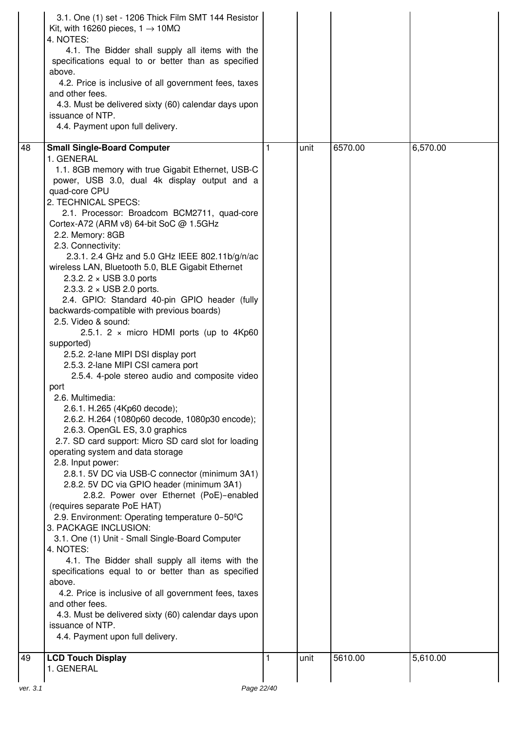| | | | | | |
|---|---|---|---|---|---|
| | 3.1. One (1) set - 1206 Thick Film SMT 144 Resistor Kit, with 16260 pieces, 1 → 10MΩ<br>4. NOTES:<br>4.1. The Bidder shall supply all items with the specifications equal to or better than as specified above.<br>4.2. Price is inclusive of all government fees, taxes and other fees.<br>4.3. Must be delivered sixty (60) calendar days upon issuance of NTP.<br>4.4. Payment upon full delivery. | | | | |
| 48 | **Small Single-Board Computer**<br>1. GENERAL<br>1.1. 8GB memory with true Gigabit Ethernet, USB-C power, USB 3.0, dual 4k display output and a quad-core CPU<br>2. TECHNICAL SPECS:<br>2.1. Processor: Broadcom BCM2711, quad-core Cortex-A72 (ARM v8) 64-bit SoC @ 1.5GHz<br>2.2. Memory: 8GB<br>2.3. Connectivity:<br>2.3.1. 2.4 GHz and 5.0 GHz IEEE 802.11b/g/n/ac wireless LAN, Bluetooth 5.0, BLE Gigabit Ethernet<br>2.3.2. 2 × USB 3.0 ports<br>2.3.3. 2 × USB 2.0 ports.<br>2.4. GPIO: Standard 40-pin GPIO header (fully backwards-compatible with previous boards)<br>2.5. Video & sound:<br>2.5.1. 2 × micro HDMI ports (up to 4Kp60 supported)<br>2.5.2. 2-lane MIPI DSI display port<br>2.5.3. 2-lane MIPI CSI camera port<br>2.5.4. 4-pole stereo audio and composite video port<br>2.6. Multimedia:<br>2.6.1. H.265 (4Kp60 decode);<br>2.6.2. H.264 (1080p60 decode, 1080p30 encode);<br>2.6.3. OpenGL ES, 3.0 graphics<br>2.7. SD card support: Micro SD card slot for loading operating system and data storage<br>2.8. Input power:<br>2.8.1. 5V DC via USB-C connector (minimum 3A1)<br>2.8.2. 5V DC via GPIO header (minimum 3A1)<br>2.8.2. Power over Ethernet (PoE)–enabled (requires separate PoE HAT)<br>2.9. Environment: Operating temperature 0–50ºC<br>3. PACKAGE INCLUSION:<br>3.1. One (1) Unit - Small Single-Board Computer<br>4. NOTES:<br>4.1. The Bidder shall supply all items with the specifications equal to or better than as specified above.<br>4.2. Price is inclusive of all government fees, taxes and other fees.<br>4.3. Must be delivered sixty (60) calendar days upon issuance of NTP.<br>4.4. Payment upon full delivery. | 1 | unit | 6570.00 | 6,570.00 |
| 49 | **LCD Touch Display**<br>1. GENERAL | 1 | unit | 5610.00 | 5,610.00 |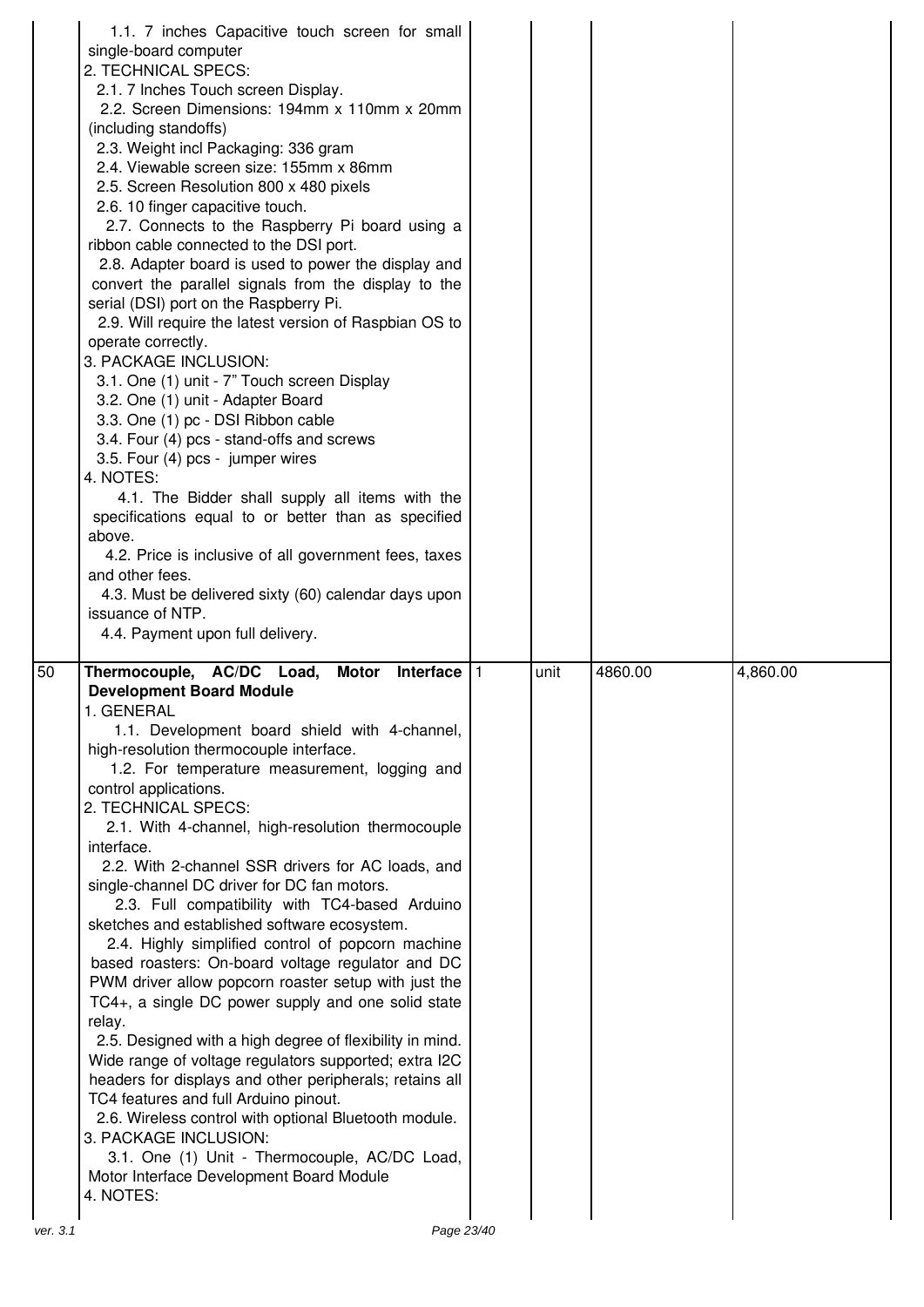| | | | | | |
|---|---|---|---|---|---|
| | 1.1. 7 inches Capacitive touch screen for small single-board computer<br>2. TECHNICAL SPECS:<br>2.1. 7 Inches Touch screen Display.<br>2.2. Screen Dimensions: 194mm x 110mm x 20mm (including standoffs)<br>2.3. Weight incl Packaging: 336 gram<br>2.4. Viewable screen size: 155mm x 86mm<br>2.5. Screen Resolution 800 x 480 pixels<br>2.6. 10 finger capacitive touch.<br>2.7. Connects to the Raspberry Pi board using a ribbon cable connected to the DSI port.<br>2.8. Adapter board is used to power the display and convert the parallel signals from the display to the serial (DSI) port on the Raspberry Pi.<br>2.9. Will require the latest version of Raspbian OS to operate correctly.<br>3. PACKAGE INCLUSION:<br>3.1. One (1) unit - 7" Touch screen Display<br>3.2. One (1) unit - Adapter Board<br>3.3. One (1) pc - DSI Ribbon cable<br>3.4. Four (4) pcs - stand-offs and screws<br>3.5. Four (4) pcs - jumper wires<br>4. NOTES:<br>4.1. The Bidder shall supply all items with the specifications equal to or better than as specified above.<br>4.2. Price is inclusive of all government fees, taxes and other fees.<br>4.3. Must be delivered sixty (60) calendar days upon issuance of NTP.<br>4.4. Payment upon full delivery. | | | | |
| 50 | **Thermocouple, AC/DC Load, Motor Interface Development Board Module**<br>1. GENERAL<br>1.1. Development board shield with 4-channel, high-resolution thermocouple interface.<br>1.2. For temperature measurement, logging and control applications.<br>2. TECHNICAL SPECS:<br>2.1. With 4-channel, high-resolution thermocouple interface.<br>2.2. With 2-channel SSR drivers for AC loads, and single-channel DC driver for DC fan motors.<br>2.3. Full compatibility with TC4-based Arduino sketches and established software ecosystem.<br>2.4. Highly simplified control of popcorn machine based roasters: On-board voltage regulator and DC PWM driver allow popcorn roaster setup with just the TC4+, a single DC power supply and one solid state relay.<br>2.5. Designed with a high degree of flexibility in mind. Wide range of voltage regulators supported; extra I2C headers for displays and other peripherals; retains all TC4 features and full Arduino pinout.<br>2.6. Wireless control with optional Bluetooth module.<br>3. PACKAGE INCLUSION:<br>3.1. One (1) Unit - Thermocouple, AC/DC Load, Motor Interface Development Board Module<br>4. NOTES: | 1 | unit | 4860.00 | 4,860.00 |

ver. 3.1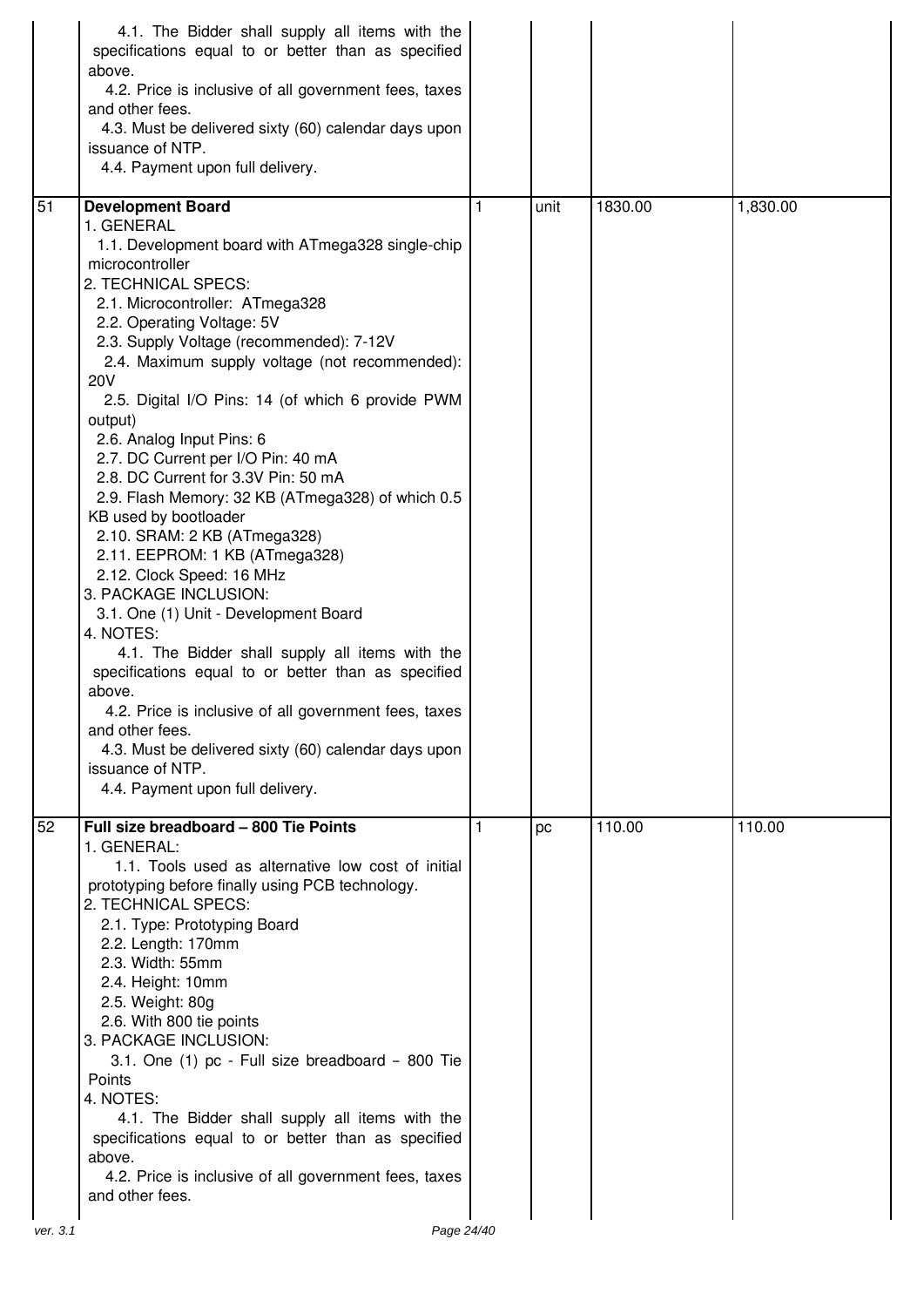| | | | | | |
|---|---|---|---|---|---|
| | 4.1. The Bidder shall supply all items with the specifications equal to or better than as specified above.<br>4.2. Price is inclusive of all government fees, taxes and other fees.<br>4.3. Must be delivered sixty (60) calendar days upon issuance of NTP.<br>4.4. Payment upon full delivery. | | | | |
| 51 | **Development Board**<br>1. GENERAL<br>1.1. Development board with ATmega328 single-chip microcontroller<br>2. TECHNICAL SPECS:<br>2.1. Microcontroller: ATmega328<br>2.2. Operating Voltage: 5V<br>2.3. Supply Voltage (recommended): 7-12V<br>2.4. Maximum supply voltage (not recommended): 20V<br>2.5. Digital I/O Pins: 14 (of which 6 provide PWM output)<br>2.6. Analog Input Pins: 6<br>2.7. DC Current per I/O Pin: 40 mA<br>2.8. DC Current for 3.3V Pin: 50 mA<br>2.9. Flash Memory: 32 KB (ATmega328) of which 0.5 KB used by bootloader<br>2.10. SRAM: 2 KB (ATmega328)<br>2.11. EEPROM: 1 KB (ATmega328)<br>2.12. Clock Speed: 16 MHz<br>3. PACKAGE INCLUSION:<br>3.1. One (1) Unit - Development Board<br>4. NOTES:<br>4.1. The Bidder shall supply all items with the specifications equal to or better than as specified above.<br>4.2. Price is inclusive of all government fees, taxes and other fees.<br>4.3. Must be delivered sixty (60) calendar days upon issuance of NTP.<br>4.4. Payment upon full delivery. | 1 | unit | 1830.00 | 1,830.00 |
| 52 | **Full size breadboard – 800 Tie Points**<br>1. GENERAL:<br>1.1. Tools used as alternative low cost of initial prototyping before finally using PCB technology.<br>2. TECHNICAL SPECS:<br>2.1. Type: Prototyping Board<br>2.2. Length: 170mm<br>2.3. Width: 55mm<br>2.4. Height: 10mm<br>2.5. Weight: 80g<br>2.6. With 800 tie points<br>3. PACKAGE INCLUSION:<br>3.1. One (1) pc - Full size breadboard – 800 Tie Points<br>4. NOTES:<br>4.1. The Bidder shall supply all items with the specifications equal to or better than as specified above.<br>4.2. Price is inclusive of all government fees, taxes and other fees. | 1 | pc | 110.00 | 110.00 |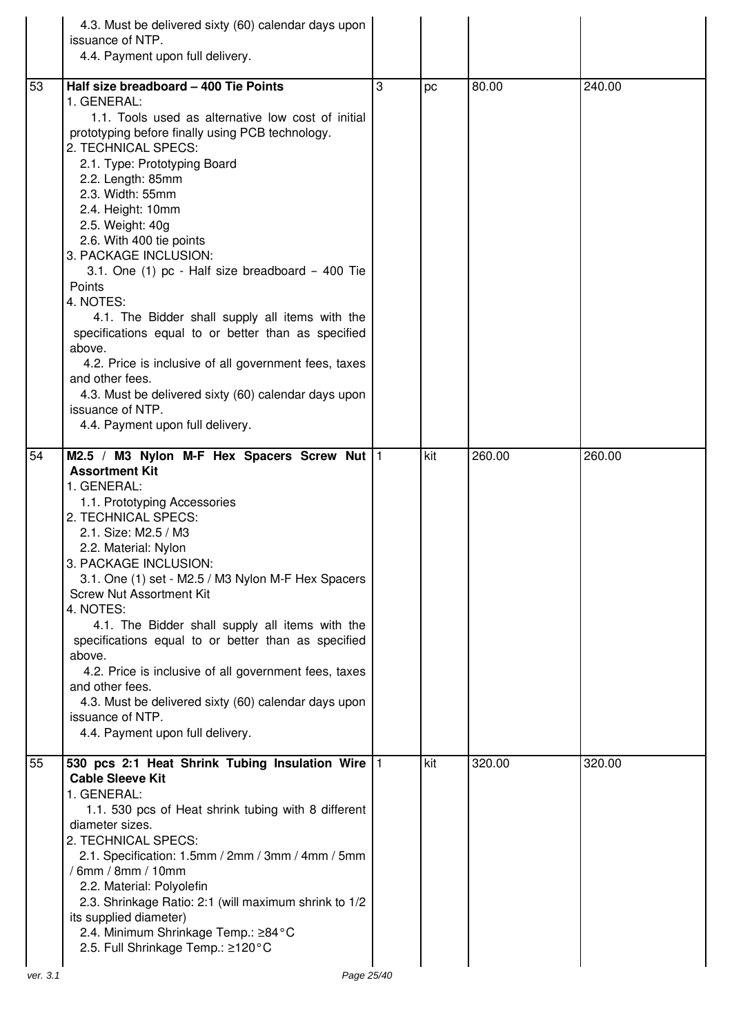| | | | | | |
|---|---|---|---|---|---|
| | 4.3. Must be delivered sixty (60) calendar days upon issuance of NTP.<br>4.4. Payment upon full delivery. | | | | |
| 53 | **Half size breadboard – 400 Tie Points**<br>1. GENERAL:<br>1.1. Tools used as alternative low cost of initial prototyping before finally using PCB technology.<br>2. TECHNICAL SPECS:<br>2.1. Type: Prototyping Board<br>2.2. Length: 85mm<br>2.3. Width: 55mm<br>2.4. Height: 10mm<br>2.5. Weight: 40g<br>2.6. With 400 tie points<br>3. PACKAGE INCLUSION:<br>3.1. One (1) pc - Half size breadboard – 400 Tie Points<br>4. NOTES:<br>4.1. The Bidder shall supply all items with the specifications equal to or better than as specified above.<br>4.2. Price is inclusive of all government fees, taxes and other fees.<br>4.3. Must be delivered sixty (60) calendar days upon issuance of NTP.<br>4.4. Payment upon full delivery. | 3 | pc | 80.00 | 240.00 |
| 54 | **M2.5 / M3 Nylon M-F Hex Spacers Screw Nut Assortment Kit**<br>1. GENERAL:<br>1.1. Prototyping Accessories<br>2. TECHNICAL SPECS:<br>2.1. Size: M2.5 / M3<br>2.2. Material: Nylon<br>3. PACKAGE INCLUSION:<br>3.1. One (1) set - M2.5 / M3 Nylon M-F Hex Spacers Screw Nut Assortment Kit<br>4. NOTES:<br>4.1. The Bidder shall supply all items with the specifications equal to or better than as specified above.<br>4.2. Price is inclusive of all government fees, taxes and other fees.<br>4.3. Must be delivered sixty (60) calendar days upon issuance of NTP.<br>4.4. Payment upon full delivery. | 1 | kit | 260.00 | 260.00 |
| 55 | **530 pcs 2:1 Heat Shrink Tubing Insulation Wire Cable Sleeve Kit**<br>1. GENERAL:<br>1.1. 530 pcs of Heat shrink tubing with 8 different diameter sizes.<br>2. TECHNICAL SPECS:<br>2.1. Specification: 1.5mm / 2mm / 3mm / 4mm / 5mm / 6mm / 8mm / 10mm<br>2.2. Material: Polyolefin<br>2.3. Shrinkage Ratio: 2:1 (will maximum shrink to 1/2 its supplied diameter)<br>2.4. Minimum Shrinkage Temp.: ≥84°C<br>2.5. Full Shrinkage Temp.: ≥120°C | 1 | kit | 320.00 | 320.00 |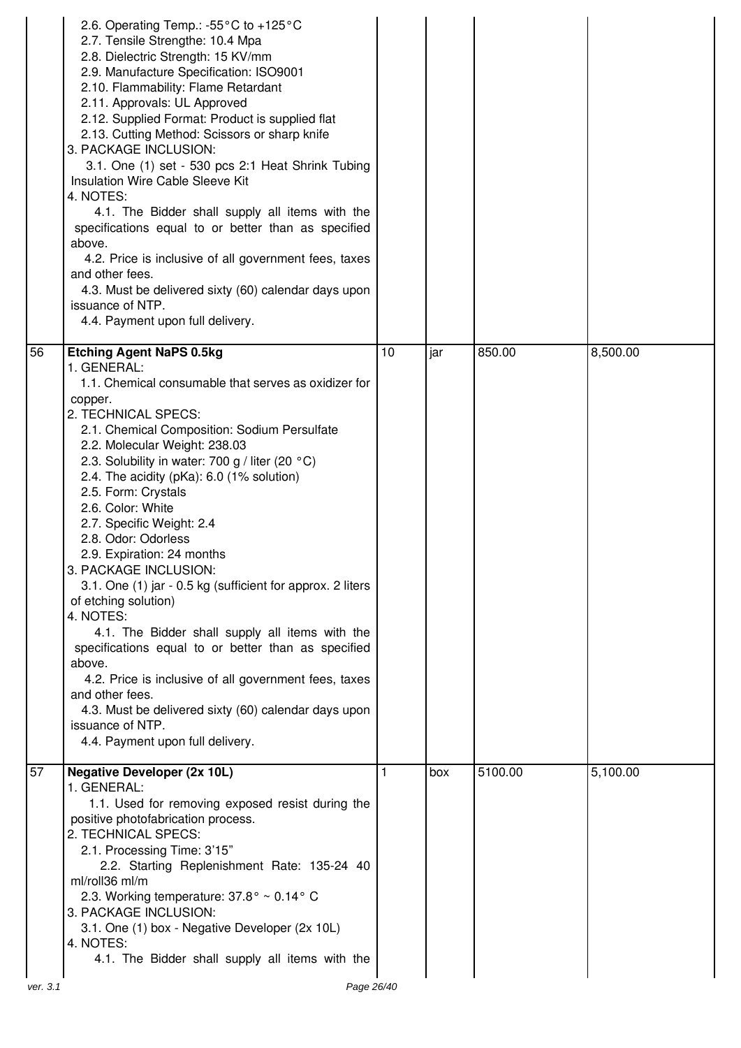| | | | | | |
|---|---|---|---|---|---|
| | 2.6. Operating Temp.: -55°C to +125°C<br>2.7. Tensile Strengthe: 10.4 Mpa<br>2.8. Dielectric Strength: 15 KV/mm<br>2.9. Manufacture Specification: ISO9001<br>2.10. Flammability: Flame Retardant<br>2.11. Approvals: UL Approved<br>2.12. Supplied Format: Product is supplied flat<br>2.13. Cutting Method: Scissors or sharp knife<br>3. PACKAGE INCLUSION:<br>3.1. One (1) set - 530 pcs 2:1 Heat Shrink Tubing Insulation Wire Cable Sleeve Kit<br>4. NOTES:<br>4.1. The Bidder shall supply all items with the specifications equal to or better than as specified above.<br>4.2. Price is inclusive of all government fees, taxes and other fees.<br>4.3. Must be delivered sixty (60) calendar days upon issuance of NTP.<br>4.4. Payment upon full delivery. | | | | |
| 56 | **Etching Agent NaPS 0.5kg**<br>1. GENERAL:<br>1.1. Chemical consumable that serves as oxidizer for copper.<br>2. TECHNICAL SPECS:<br>2.1. Chemical Composition: Sodium Persulfate<br>2.2. Molecular Weight: 238.03<br>2.3. Solubility in water: 700 g / liter (20 °C)<br>2.4. The acidity (pKa): 6.0 (1% solution)<br>2.5. Form: Crystals<br>2.6. Color: White<br>2.7. Specific Weight: 2.4<br>2.8. Odor: Odorless<br>2.9. Expiration: 24 months<br>3. PACKAGE INCLUSION:<br>3.1. One (1) jar - 0.5 kg (sufficient for approx. 2 liters of etching solution)<br>4. NOTES:<br>4.1. The Bidder shall supply all items with the specifications equal to or better than as specified above.<br>4.2. Price is inclusive of all government fees, taxes and other fees.<br>4.3. Must be delivered sixty (60) calendar days upon issuance of NTP.<br>4.4. Payment upon full delivery. | 10 | jar | 850.00 | 8,500.00 |
| 57 | **Negative Developer (2x 10L)**<br>1. GENERAL:<br>1.1. Used for removing exposed resist during the positive photofabrication process.<br>2. TECHNICAL SPECS:<br>2.1. Processing Time: 3'15"<br>2.2. Starting Replenishment Rate: 135-24 40 ml/roll36 ml/m<br>2.3. Working temperature: 37.8° ~ 0.14° C<br>3. PACKAGE INCLUSION:<br>3.1. One (1) box - Negative Developer (2x 10L)<br>4. NOTES:<br>4.1. The Bidder shall supply all items with the | 1 | box | 5100.00 | 5,100.00 |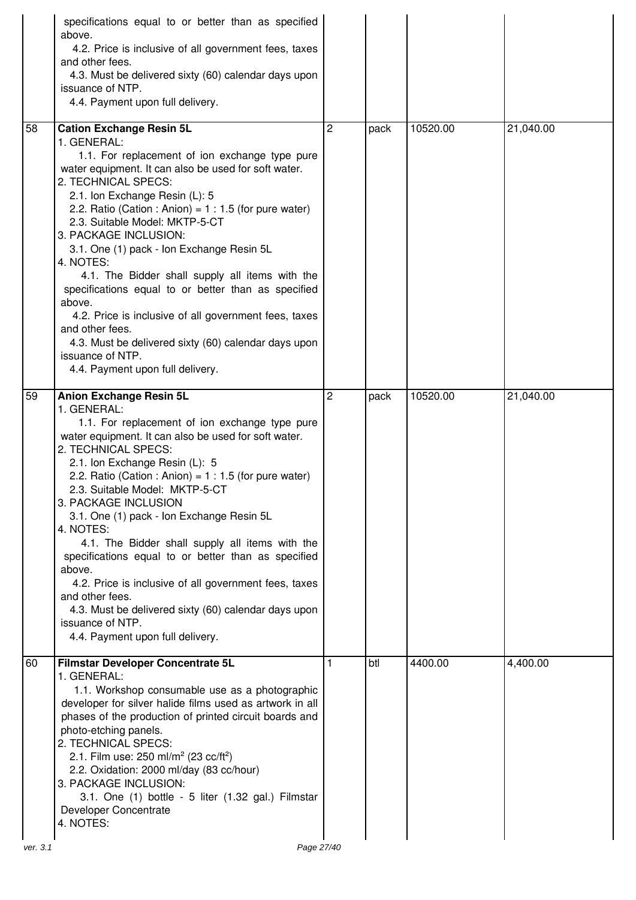| | | | | | |
|---|---|---|---|---|---|
| | specifications equal to or better than as specified above.<br>4.2. Price is inclusive of all government fees, taxes and other fees.<br>4.3. Must be delivered sixty (60) calendar days upon issuance of NTP.<br>4.4. Payment upon full delivery. | | | | |
| 58 | **Cation Exchange Resin 5L**<br>1. GENERAL:<br>1.1. For replacement of ion exchange type pure water equipment. It can also be used for soft water.<br>2. TECHNICAL SPECS:<br>2.1. Ion Exchange Resin (L): 5<br>2.2. Ratio (Cation : Anion) = 1 : 1.5 (for pure water)<br>2.3. Suitable Model: MKTP-5-CT<br>3. PACKAGE INCLUSION:<br>3.1. One (1) pack - Ion Exchange Resin 5L<br>4. NOTES:<br>4.1. The Bidder shall supply all items with the specifications equal to or better than as specified above.<br>4.2. Price is inclusive of all government fees, taxes and other fees.<br>4.3. Must be delivered sixty (60) calendar days upon issuance of NTP.<br>4.4. Payment upon full delivery. | 2 | pack | 10520.00 | 21,040.00 |
| 59 | **Anion Exchange Resin 5L**<br>1. GENERAL:<br>1.1. For replacement of ion exchange type pure water equipment. It can also be used for soft water.<br>2. TECHNICAL SPECS:<br>2.1. Ion Exchange Resin (L): 5<br>2.2. Ratio (Cation : Anion) = 1 : 1.5 (for pure water)<br>2.3. Suitable Model: MKTP-5-CT<br>3. PACKAGE INCLUSION<br>3.1. One (1) pack - Ion Exchange Resin 5L<br>4. NOTES:<br>4.1. The Bidder shall supply all items with the specifications equal to or better than as specified above.<br>4.2. Price is inclusive of all government fees, taxes and other fees.<br>4.3. Must be delivered sixty (60) calendar days upon issuance of NTP.<br>4.4. Payment upon full delivery. | 2 | pack | 10520.00 | 21,040.00 |
| 60 | **Filmstar Developer Concentrate 5L**<br>1. GENERAL:<br>1.1. Workshop consumable use as a photographic developer for silver halide films used as artwork in all phases of the production of printed circuit boards and photo-etching panels.<br>2. TECHNICAL SPECS:<br>2.1. Film use: 250 ml/m$^2$ (23 cc/ft$^2$)<br>2.2. Oxidation: 2000 ml/day (83 cc/hour)<br>3. PACKAGE INCLUSION:<br>3.1. One (1) bottle - 5 liter (1.32 gal.) Filmstar Developer Concentrate<br>4. NOTES: | 1 | btl | 4400.00 | 4,400.00 |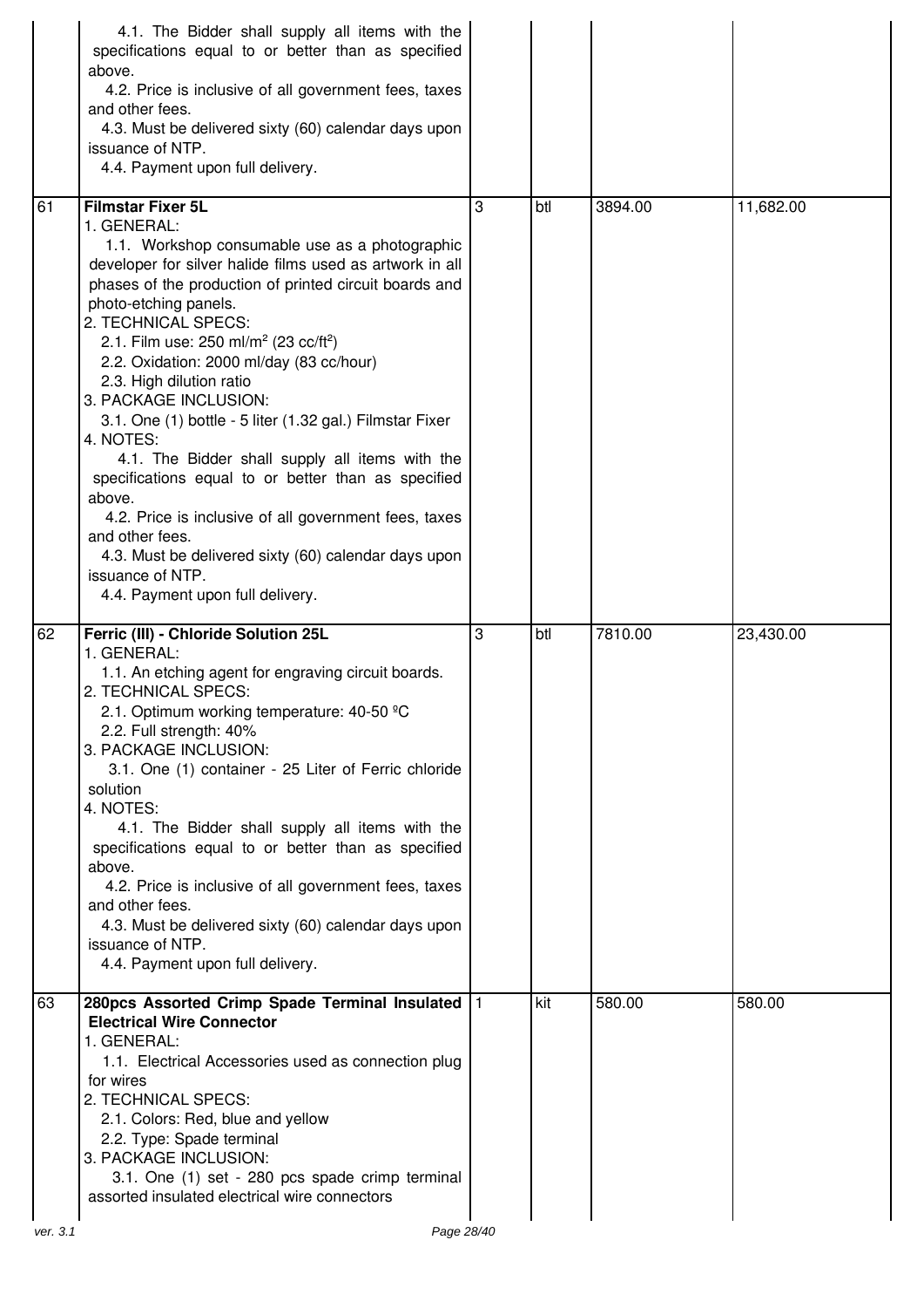| | | | | | |
|---|---|---|---|---|---|
| | 4.1. The Bidder shall supply all items with the specifications equal to or better than as specified above.<br>4.2. Price is inclusive of all government fees, taxes and other fees.<br>4.3. Must be delivered sixty (60) calendar days upon issuance of NTP.<br>4.4. Payment upon full delivery. | | | | |
| 61 | **Filmstar Fixer 5L**<br>1. GENERAL:<br>1.1. Workshop consumable use as a photographic developer for silver halide films used as artwork in all phases of the production of printed circuit boards and photo-etching panels.<br>2. TECHNICAL SPECS:<br>2.1. Film use: 250 ml/m² (23 cc/ft²)<br>2.2. Oxidation: 2000 ml/day (83 cc/hour)<br>2.3. High dilution ratio<br>3. PACKAGE INCLUSION:<br>3.1. One (1) bottle - 5 liter (1.32 gal.) Filmstar Fixer<br>4. NOTES:<br>4.1. The Bidder shall supply all items with the specifications equal to or better than as specified above.<br>4.2. Price is inclusive of all government fees, taxes and other fees.<br>4.3. Must be delivered sixty (60) calendar days upon issuance of NTP.<br>4.4. Payment upon full delivery. | 3 | btl | 3894.00 | 11,682.00 |
| 62 | **Ferric (III) - Chloride Solution 25L**<br>1. GENERAL:<br>1.1. An etching agent for engraving circuit boards.<br>2. TECHNICAL SPECS:<br>2.1. Optimum working temperature: 40-50 ºC<br>2.2. Full strength: 40%<br>3. PACKAGE INCLUSION:<br>3.1. One (1) container - 25 Liter of Ferric chloride solution<br>4. NOTES:<br>4.1. The Bidder shall supply all items with the specifications equal to or better than as specified above.<br>4.2. Price is inclusive of all government fees, taxes and other fees.<br>4.3. Must be delivered sixty (60) calendar days upon issuance of NTP.<br>4.4. Payment upon full delivery. | 3 | btl | 7810.00 | 23,430.00 |
| 63 | **280pcs Assorted Crimp Spade Terminal Insulated Electrical Wire Connector**<br>1. GENERAL:<br>1.1. Electrical Accessories used as connection plug for wires<br>2. TECHNICAL SPECS:<br>2.1. Colors: Red, blue and yellow<br>2.2. Type: Spade terminal<br>3. PACKAGE INCLUSION:<br>3.1. One (1) set - 280 pcs spade crimp terminal assorted insulated electrical wire connectors | 1 | kit | 580.00 | 580.00 |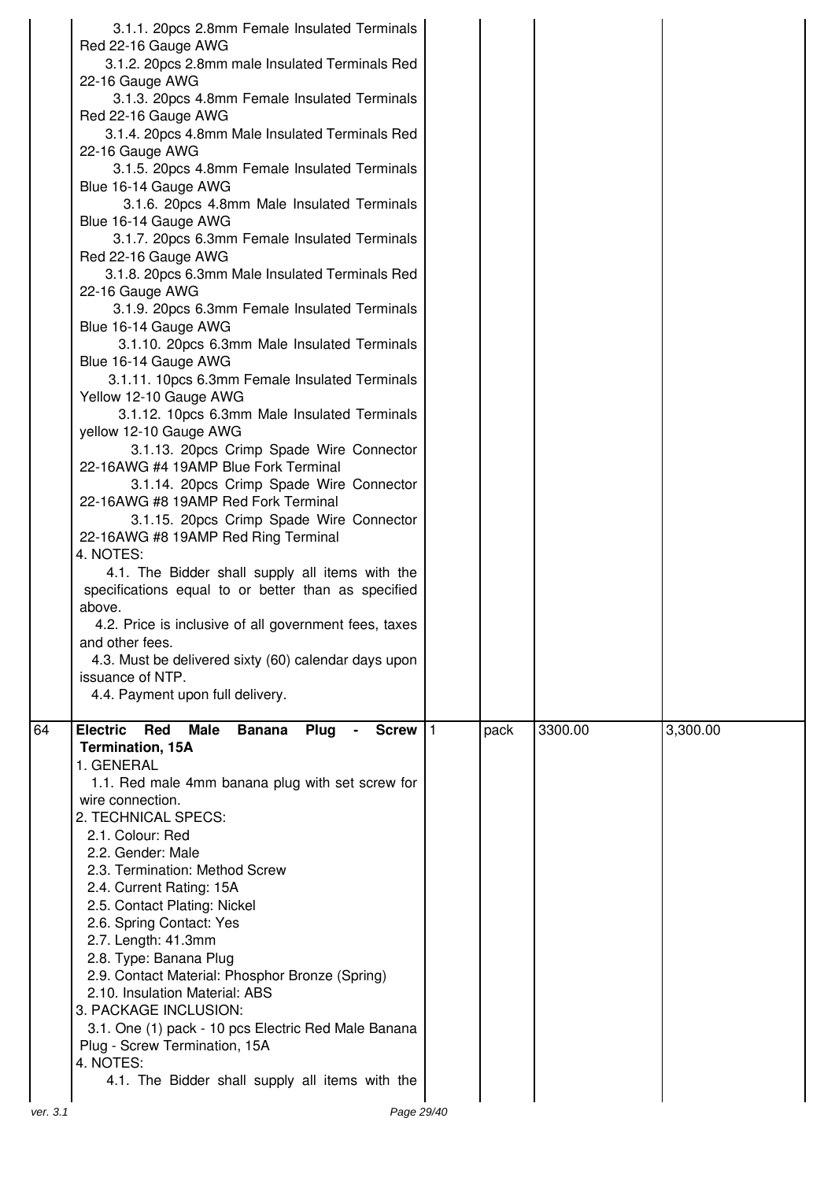| | | | | | |
|---|---|---|---|---|---|
| | 3.1.1. 20pcs 2.8mm Female Insulated Terminals Red 22-16 Gauge AWG<br>3.1.2. 20pcs 2.8mm male Insulated Terminals Red 22-16 Gauge AWG<br>3.1.3. 20pcs 4.8mm Female Insulated Terminals Red 22-16 Gauge AWG<br>3.1.4. 20pcs 4.8mm Male Insulated Terminals Red 22-16 Gauge AWG<br>3.1.5. 20pcs 4.8mm Female Insulated Terminals Blue 16-14 Gauge AWG<br>3.1.6. 20pcs 4.8mm Male Insulated Terminals Blue 16-14 Gauge AWG<br>3.1.7. 20pcs 6.3mm Female Insulated Terminals Red 22-16 Gauge AWG<br>3.1.8. 20pcs 6.3mm Male Insulated Terminals Red 22-16 Gauge AWG<br>3.1.9. 20pcs 6.3mm Female Insulated Terminals Blue 16-14 Gauge AWG<br>3.1.10. 20pcs 6.3mm Male Insulated Terminals Blue 16-14 Gauge AWG<br>3.1.11. 10pcs 6.3mm Female Insulated Terminals Yellow 12-10 Gauge AWG<br>3.1.12. 10pcs 6.3mm Male Insulated Terminals yellow 12-10 Gauge AWG<br>3.1.13. 20pcs Crimp Spade Wire Connector 22-16AWG #4 19AMP Blue Fork Terminal<br>3.1.14. 20pcs Crimp Spade Wire Connector 22-16AWG #8 19AMP Red Fork Terminal<br>3.1.15. 20pcs Crimp Spade Wire Connector 22-16AWG #8 19AMP Red Ring Terminal<br>4. NOTES:<br>4.1. The Bidder shall supply all items with the specifications equal to or better than as specified above.<br>4.2. Price is inclusive of all government fees, taxes and other fees.<br>4.3. Must be delivered sixty (60) calendar days upon issuance of NTP.<br>4.4. Payment upon full delivery. | | | | |
| 64 | **Electric Red Male Banana Plug - Screw Termination, 15A**<br>1. GENERAL<br>1.1. Red male 4mm banana plug with set screw for wire connection.<br>2. TECHNICAL SPECS:<br>2.1. Colour: Red<br>2.2. Gender: Male<br>2.3. Termination: Method Screw<br>2.4. Current Rating: 15A<br>2.5. Contact Plating: Nickel<br>2.6. Spring Contact: Yes<br>2.7. Length: 41.3mm<br>2.8. Type: Banana Plug<br>2.9. Contact Material: Phosphor Bronze (Spring)<br>2.10. Insulation Material: ABS<br>3. PACKAGE INCLUSION:<br>3.1. One (1) pack - 10 pcs Electric Red Male Banana Plug - Screw Termination, 15A<br>4. NOTES:<br>4.1. The Bidder shall supply all items with the | 1 | pack | 3300.00 | 3,300.00 |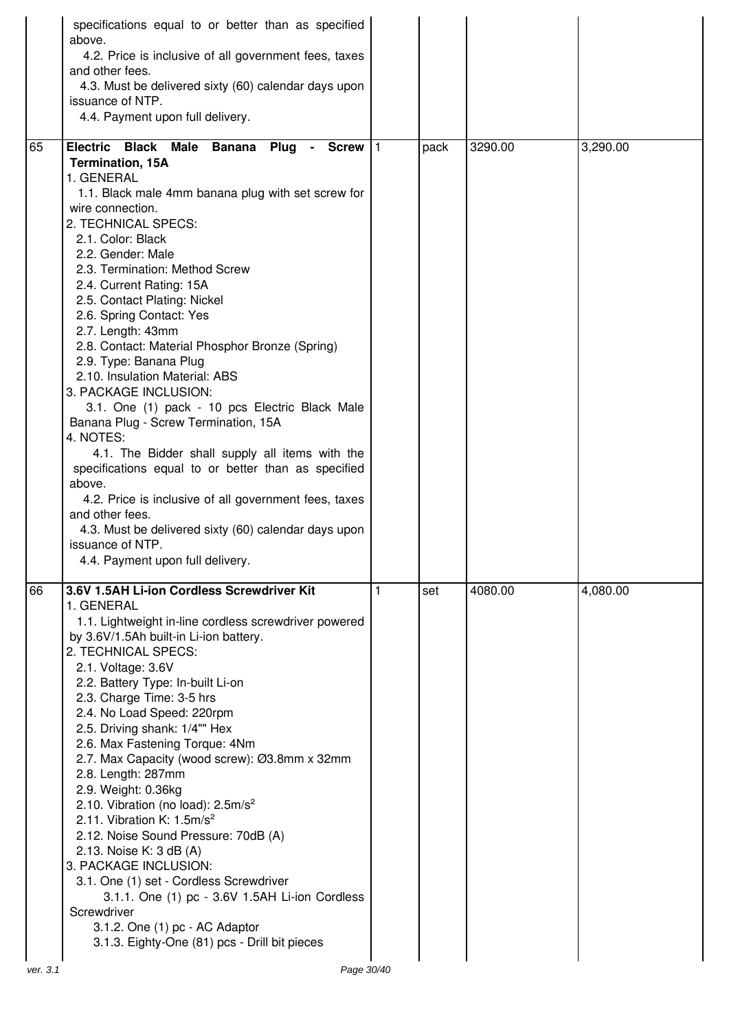| | | | | | |
|---|---|---|---|---|---|
| | specifications equal to or better than as specified above.<br>4.2. Price is inclusive of all government fees, taxes and other fees.<br>4.3. Must be delivered sixty (60) calendar days upon issuance of NTP.<br>4.4. Payment upon full delivery. | | | | |
| 65 | **Electric Black Male Banana Plug - Screw Termination, 15A**<br>1. GENERAL<br>1.1. Black male 4mm banana plug with set screw for wire connection.<br>2. TECHNICAL SPECS:<br>2.1. Color: Black<br>2.2. Gender: Male<br>2.3. Termination: Method Screw<br>2.4. Current Rating: 15A<br>2.5. Contact Plating: Nickel<br>2.6. Spring Contact: Yes<br>2.7. Length: 43mm<br>2.8. Contact: Material Phosphor Bronze (Spring)<br>2.9. Type: Banana Plug<br>2.10. Insulation Material: ABS<br>3. PACKAGE INCLUSION:<br>3.1. One (1) pack - 10 pcs Electric Black Male Banana Plug - Screw Termination, 15A<br>4. NOTES:<br>4.1. The Bidder shall supply all items with the specifications equal to or better than as specified above.<br>4.2. Price is inclusive of all government fees, taxes and other fees.<br>4.3. Must be delivered sixty (60) calendar days upon issuance of NTP.<br>4.4. Payment upon full delivery. | 1 | pack | 3290.00 | 3,290.00 |
| 66 | **3.6V 1.5AH Li-ion Cordless Screwdriver Kit**<br>1. GENERAL<br>1.1. Lightweight in-line cordless screwdriver powered by 3.6V/1.5Ah built-in Li-ion battery.<br>2. TECHNICAL SPECS:<br>2.1. Voltage: 3.6V<br>2.2. Battery Type: In-built Li-on<br>2.3. Charge Time: 3-5 hrs<br>2.4. No Load Speed: 220rpm<br>2.5. Driving shank: 1/4"" Hex<br>2.6. Max Fastening Torque: 4Nm<br>2.7. Max Capacity (wood screw): Ø3.8mm x 32mm<br>2.8. Length: 287mm<br>2.9. Weight: 0.36kg<br>2.10. Vibration (no load): 2.5m/s²<br>2.11. Vibration K: 1.5m/s²<br>2.12. Noise Sound Pressure: 70dB (A)<br>2.13. Noise K: 3 dB (A)<br>3. PACKAGE INCLUSION:<br>3.1. One (1) set - Cordless Screwdriver<br>3.1.1. One (1) pc - 3.6V 1.5AH Li-ion Cordless Screwdriver<br>3.1.2. One (1) pc - AC Adaptor<br>3.1.3. Eighty-One (81) pcs - Drill bit pieces | 1 | set | 4080.00 | 4,080.00 |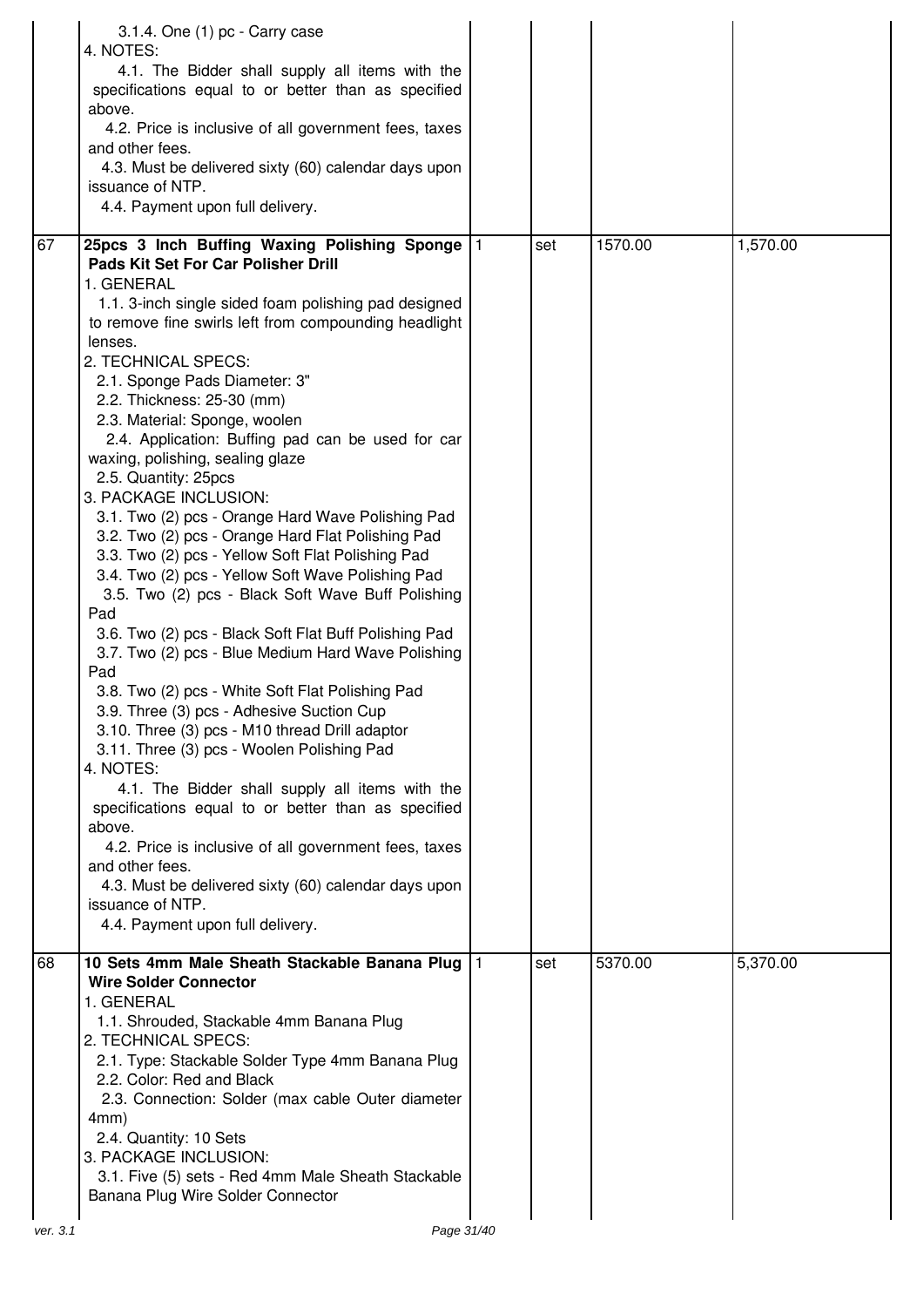| | | | | | |
|---|---|---|---|---|---|
| | 3.1.4. One (1) pc - Carry case<br>4. NOTES:<br>4.1. The Bidder shall supply all items with the specifications equal to or better than as specified above.<br>4.2. Price is inclusive of all government fees, taxes and other fees.<br>4.3. Must be delivered sixty (60) calendar days upon issuance of NTP.<br>4.4. Payment upon full delivery. | | | | |
| 67 | **25pcs 3 Inch Buffing Waxing Polishing Sponge Pads Kit Set For Car Polisher Drill**<br>1. GENERAL<br>1.1. 3-inch single sided foam polishing pad designed to remove fine swirls left from compounding headlight lenses.<br>2. TECHNICAL SPECS:<br>2.1. Sponge Pads Diameter: 3"<br>2.2. Thickness: 25-30 (mm)<br>2.3. Material: Sponge, woolen<br>2.4. Application: Buffing pad can be used for car waxing, polishing, sealing glaze<br>2.5. Quantity: 25pcs<br>3. PACKAGE INCLUSION:<br>3.1. Two (2) pcs - Orange Hard Wave Polishing Pad<br>3.2. Two (2) pcs - Orange Hard Flat Polishing Pad<br>3.3. Two (2) pcs - Yellow Soft Flat Polishing Pad<br>3.4. Two (2) pcs - Yellow Soft Wave Polishing Pad<br>3.5. Two (2) pcs - Black Soft Wave Buff Polishing Pad<br>3.6. Two (2) pcs - Black Soft Flat Buff Polishing Pad<br>3.7. Two (2) pcs - Blue Medium Hard Wave Polishing Pad<br>3.8. Two (2) pcs - White Soft Flat Polishing Pad<br>3.9. Three (3) pcs - Adhesive Suction Cup<br>3.10. Three (3) pcs - M10 thread Drill adaptor<br>3.11. Three (3) pcs - Woolen Polishing Pad<br>4. NOTES:<br>4.1. The Bidder shall supply all items with the specifications equal to or better than as specified above.<br>4.2. Price is inclusive of all government fees, taxes and other fees.<br>4.3. Must be delivered sixty (60) calendar days upon issuance of NTP.<br>4.4. Payment upon full delivery. | 1 | set | 1570.00 | 1,570.00 |
| 68 | **10 Sets 4mm Male Sheath Stackable Banana Plug Wire Solder Connector**<br>1. GENERAL<br>1.1. Shrouded, Stackable 4mm Banana Plug<br>2. TECHNICAL SPECS:<br>2.1. Type: Stackable Solder Type 4mm Banana Plug<br>2.2. Color: Red and Black<br>2.3. Connection: Solder (max cable Outer diameter 4mm)<br>2.4. Quantity: 10 Sets<br>3. PACKAGE INCLUSION:<br>3.1. Five (5) sets - Red 4mm Male Sheath Stackable Banana Plug Wire Solder Connector | 1 | set | 5370.00 | 5,370.00 |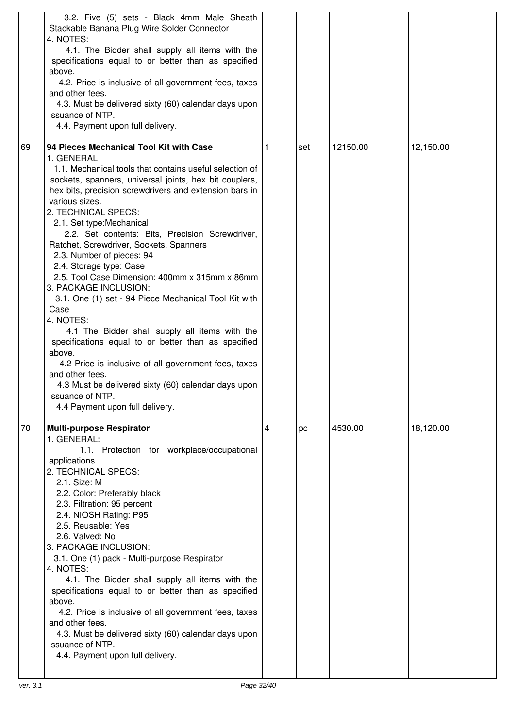| | | | | | |
|---|---|---|---|---|---|
| | 3.2. Five (5) sets - Black 4mm Male Sheath Stackable Banana Plug Wire Solder Connector<br>4. NOTES:<br>4.1. The Bidder shall supply all items with the specifications equal to or better than as specified above.<br>4.2. Price is inclusive of all government fees, taxes and other fees.<br>4.3. Must be delivered sixty (60) calendar days upon issuance of NTP.<br>4.4. Payment upon full delivery. | | | | |
| 69 | **94 Pieces Mechanical Tool Kit with Case**<br>1. GENERAL<br>1.1. Mechanical tools that contains useful selection of sockets, spanners, universal joints, hex bit couplers, hex bits, precision screwdrivers and extension bars in various sizes.<br>2. TECHNICAL SPECS:<br>2.1. Set type:Mechanical<br>2.2. Set contents: Bits, Precision Screwdriver, Ratchet, Screwdriver, Sockets, Spanners<br>2.3. Number of pieces: 94<br>2.4. Storage type: Case<br>2.5. Tool Case Dimension: 400mm x 315mm x 86mm<br>3. PACKAGE INCLUSION:<br>3.1. One (1) set - 94 Piece Mechanical Tool Kit with Case<br>4. NOTES:<br>4.1 The Bidder shall supply all items with the specifications equal to or better than as specified above.<br>4.2 Price is inclusive of all government fees, taxes and other fees.<br>4.3 Must be delivered sixty (60) calendar days upon issuance of NTP.<br>4.4 Payment upon full delivery. | 1 | set | 12150.00 | 12,150.00 |
| 70 | **Multi-purpose Respirator**<br>1. GENERAL:<br>1.1. Protection for workplace/occupational applications.<br>2. TECHNICAL SPECS:<br>2.1. Size: M<br>2.2. Color: Preferably black<br>2.3. Filtration: 95 percent<br>2.4. NIOSH Rating: P95<br>2.5. Reusable: Yes<br>2.6. Valved: No<br>3. PACKAGE INCLUSION:<br>3.1. One (1) pack - Multi-purpose Respirator<br>4. NOTES:<br>4.1. The Bidder shall supply all items with the specifications equal to or better than as specified above.<br>4.2. Price is inclusive of all government fees, taxes and other fees.<br>4.3. Must be delivered sixty (60) calendar days upon issuance of NTP.<br>4.4. Payment upon full delivery. | 4 | pc | 4530.00 | 18,120.00 |

ver. 3.1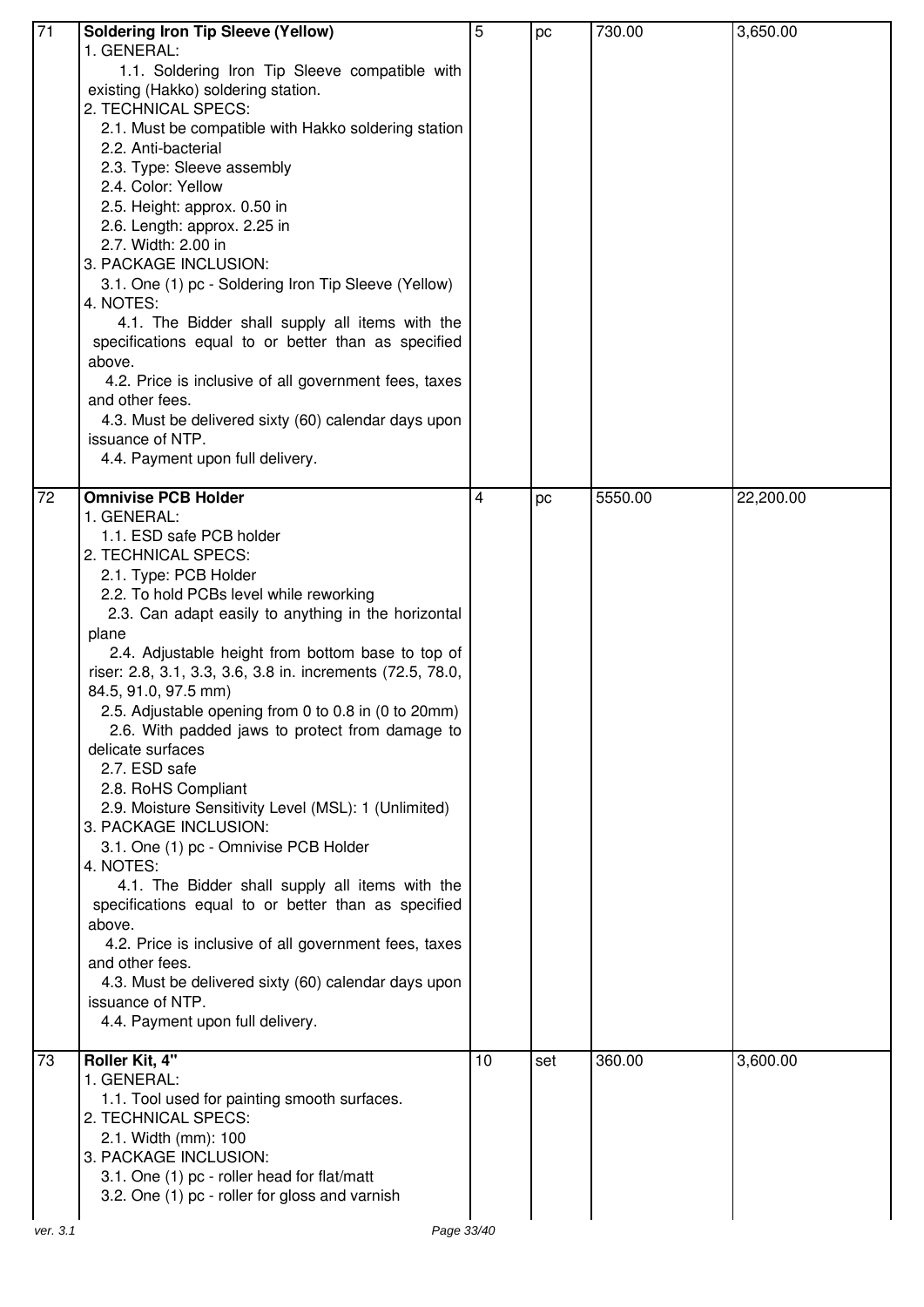| | | | | | |
|---|---|---|---|---|---|
| 71 | **Soldering Iron Tip Sleeve (Yellow)**<br>1. GENERAL:<br>1.1. Soldering Iron Tip Sleeve compatible with existing (Hakko) soldering station.<br>2. TECHNICAL SPECS:<br>2.1. Must be compatible with Hakko soldering station<br>2.2. Anti-bacterial<br>2.3. Type: Sleeve assembly<br>2.4. Color: Yellow<br>2.5. Height: approx. 0.50 in<br>2.6. Length: approx. 2.25 in<br>2.7. Width: 2.00 in<br>3. PACKAGE INCLUSION:<br>3.1. One (1) pc - Soldering Iron Tip Sleeve (Yellow)<br>4. NOTES:<br>4.1. The Bidder shall supply all items with the specifications equal to or better than as specified above.<br>4.2. Price is inclusive of all government fees, taxes and other fees.<br>4.3. Must be delivered sixty (60) calendar days upon issuance of NTP.<br>4.4. Payment upon full delivery. | 5 | pc | 730.00 | 3,650.00 |
| 72 | **Omnivise PCB Holder**<br>1. GENERAL:<br>1.1. ESD safe PCB holder<br>2. TECHNICAL SPECS:<br>2.1. Type: PCB Holder<br>2.2. To hold PCBs level while reworking<br>2.3. Can adapt easily to anything in the horizontal plane<br>2.4. Adjustable height from bottom base to top of riser: 2.8, 3.1, 3.3, 3.6, 3.8 in. increments (72.5, 78.0, 84.5, 91.0, 97.5 mm)<br>2.5. Adjustable opening from 0 to 0.8 in (0 to 20mm)<br>2.6. With padded jaws to protect from damage to delicate surfaces<br>2.7. ESD safe<br>2.8. RoHS Compliant<br>2.9. Moisture Sensitivity Level (MSL): 1 (Unlimited)<br>3. PACKAGE INCLUSION:<br>3.1. One (1) pc - Omnivise PCB Holder<br>4. NOTES:<br>4.1. The Bidder shall supply all items with the specifications equal to or better than as specified above.<br>4.2. Price is inclusive of all government fees, taxes and other fees.<br>4.3. Must be delivered sixty (60) calendar days upon issuance of NTP.<br>4.4. Payment upon full delivery. | 4 | pc | 5550.00 | 22,200.00 |
| 73 | **Roller Kit, 4"**<br>1. GENERAL:<br>1.1. Tool used for painting smooth surfaces.<br>2. TECHNICAL SPECS:<br>2.1. Width (mm): 100<br>3. PACKAGE INCLUSION:<br>3.1. One (1) pc - roller head for flat/matt<br>3.2. One (1) pc - roller for gloss and varnish | 10 | set | 360.00 | 3,600.00 |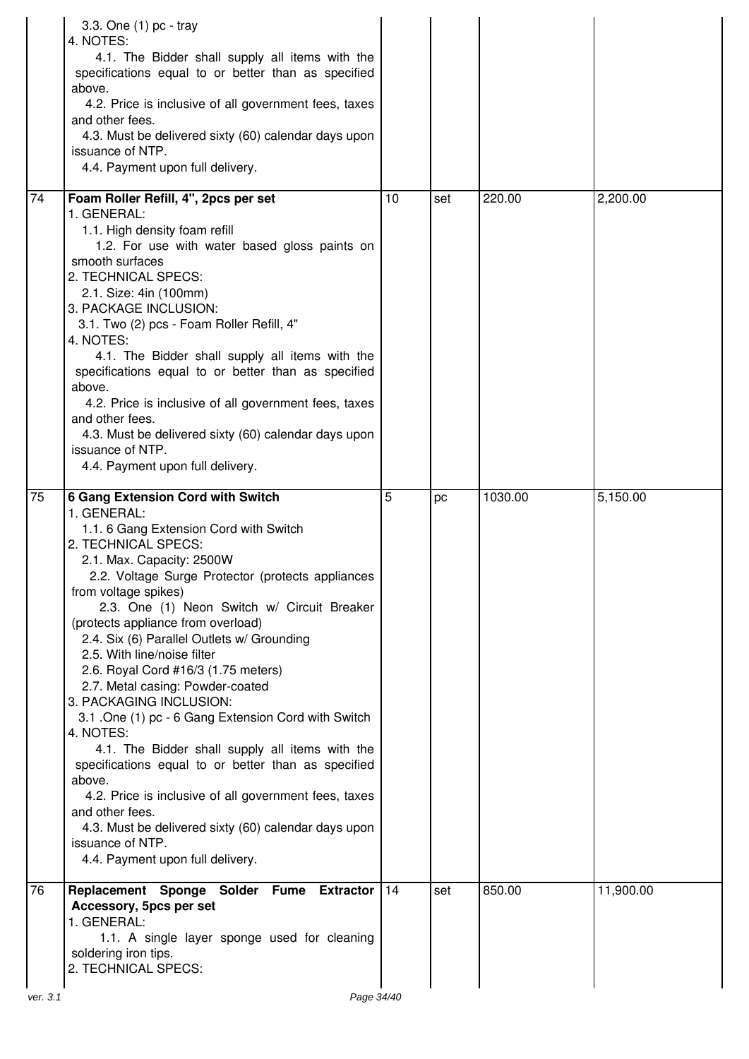| | | | | | |
|---|---|---|---|---|---|
| | 3.3. One (1) pc - tray<br>4. NOTES:<br>4.1. The Bidder shall supply all items with the specifications equal to or better than as specified above.<br>4.2. Price is inclusive of all government fees, taxes and other fees.<br>4.3. Must be delivered sixty (60) calendar days upon issuance of NTP.<br>4.4. Payment upon full delivery. | | | | |
| 74 | **Foam Roller Refill, 4", 2pcs per set**<br>1. GENERAL:<br>1.1. High density foam refill<br>1.2. For use with water based gloss paints on smooth surfaces<br>2. TECHNICAL SPECS:<br>2.1. Size: 4in (100mm)<br>3. PACKAGE INCLUSION:<br>3.1. Two (2) pcs - Foam Roller Refill, 4"<br>4. NOTES:<br>4.1. The Bidder shall supply all items with the specifications equal to or better than as specified above.<br>4.2. Price is inclusive of all government fees, taxes and other fees.<br>4.3. Must be delivered sixty (60) calendar days upon issuance of NTP.<br>4.4. Payment upon full delivery. | 10 | set | 220.00 | 2,200.00 |
| 75 | **6 Gang Extension Cord with Switch**<br>1. GENERAL:<br>1.1. 6 Gang Extension Cord with Switch<br>2. TECHNICAL SPECS:<br>2.1. Max. Capacity: 2500W<br>2.2. Voltage Surge Protector (protects appliances from voltage spikes)<br>2.3. One (1) Neon Switch w/ Circuit Breaker (protects appliance from overload)<br>2.4. Six (6) Parallel Outlets w/ Grounding<br>2.5. With line/noise filter<br>2.6. Royal Cord #16/3 (1.75 meters)<br>2.7. Metal casing: Powder-coated<br>3. PACKAGING INCLUSION:<br>3.1 .One (1) pc - 6 Gang Extension Cord with Switch<br>4. NOTES:<br>4.1. The Bidder shall supply all items with the specifications equal to or better than as specified above.<br>4.2. Price is inclusive of all government fees, taxes and other fees.<br>4.3. Must be delivered sixty (60) calendar days upon issuance of NTP.<br>4.4. Payment upon full delivery. | 5 | pc | 1030.00 | 5,150.00 |
| 76 | **Replacement Sponge Solder Fume Extractor Accessory, 5pcs per set**<br>1. GENERAL:<br>1.1. A single layer sponge used for cleaning soldering iron tips.<br>2. TECHNICAL SPECS: | 14 | set | 850.00 | 11,900.00 |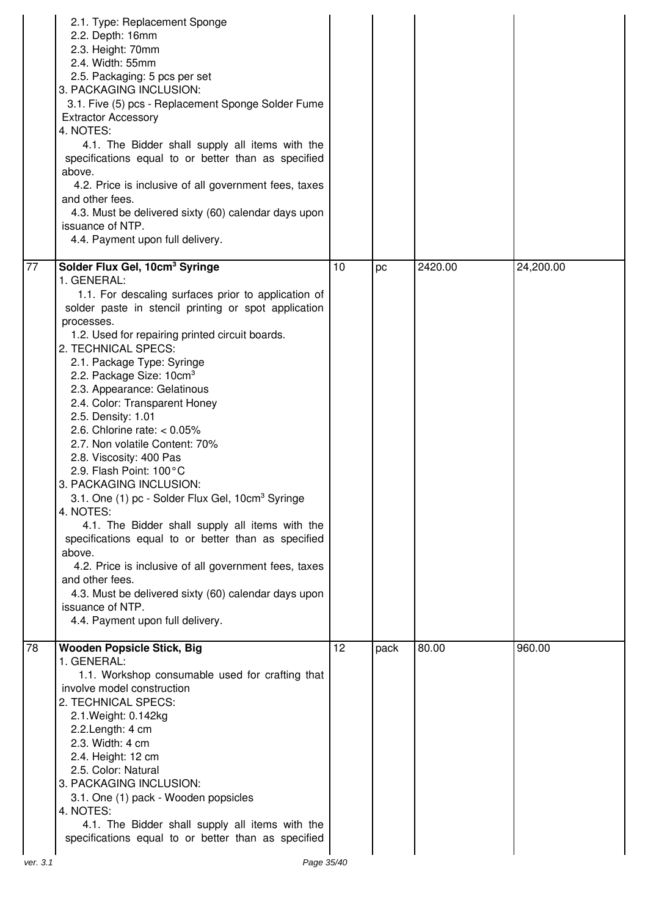| | | | | | |
|---|---|---|---|---|---|
| | 2.1. Type: Replacement Sponge<br>2.2. Depth: 16mm<br>2.3. Height: 70mm<br>2.4. Width: 55mm<br>2.5. Packaging: 5 pcs per set<br>3. PACKAGING INCLUSION:<br>3.1. Five (5) pcs - Replacement Sponge Solder Fume Extractor Accessory<br>4. NOTES:<br>4.1. The Bidder shall supply all items with the specifications equal to or better than as specified above.<br>4.2. Price is inclusive of all government fees, taxes and other fees.<br>4.3. Must be delivered sixty (60) calendar days upon issuance of NTP.<br>4.4. Payment upon full delivery. | | | | |
| 77 | **Solder Flux Gel, 10cm³ Syringe**<br>1. GENERAL:<br>1.1. For descaling surfaces prior to application of solder paste in stencil printing or spot application processes.<br>1.2. Used for repairing printed circuit boards.<br>2. TECHNICAL SPECS:<br>2.1. Package Type: Syringe<br>2.2. Package Size: 10cm³<br>2.3. Appearance: Gelatinous<br>2.4. Color: Transparent Honey<br>2.5. Density: 1.01<br>2.6. Chlorine rate: < 0.05%<br>2.7. Non volatile Content: 70%<br>2.8. Viscosity: 400 Pas<br>2.9. Flash Point: 100°C<br>3. PACKAGING INCLUSION:<br>3.1. One (1) pc - Solder Flux Gel, 10cm³ Syringe<br>4. NOTES:<br>4.1. The Bidder shall supply all items with the specifications equal to or better than as specified above.<br>4.2. Price is inclusive of all government fees, taxes and other fees.<br>4.3. Must be delivered sixty (60) calendar days upon issuance of NTP.<br>4.4. Payment upon full delivery. | 10 | pc | 2420.00 | 24,200.00 |
| 78 | **Wooden Popsicle Stick, Big**<br>1. GENERAL:<br>1.1. Workshop consumable used for crafting that involve model construction<br>2. TECHNICAL SPECS:<br>2.1.Weight: 0.142kg<br>2.2.Length: 4 cm<br>2.3. Width: 4 cm<br>2.4. Height: 12 cm<br>2.5. Color: Natural<br>3. PACKAGING INCLUSION:<br>3.1. One (1) pack - Wooden popsicles<br>4. NOTES:<br>4.1. The Bidder shall supply all items with the specifications equal to or better than as specified | 12 | pack | 80.00 | 960.00 |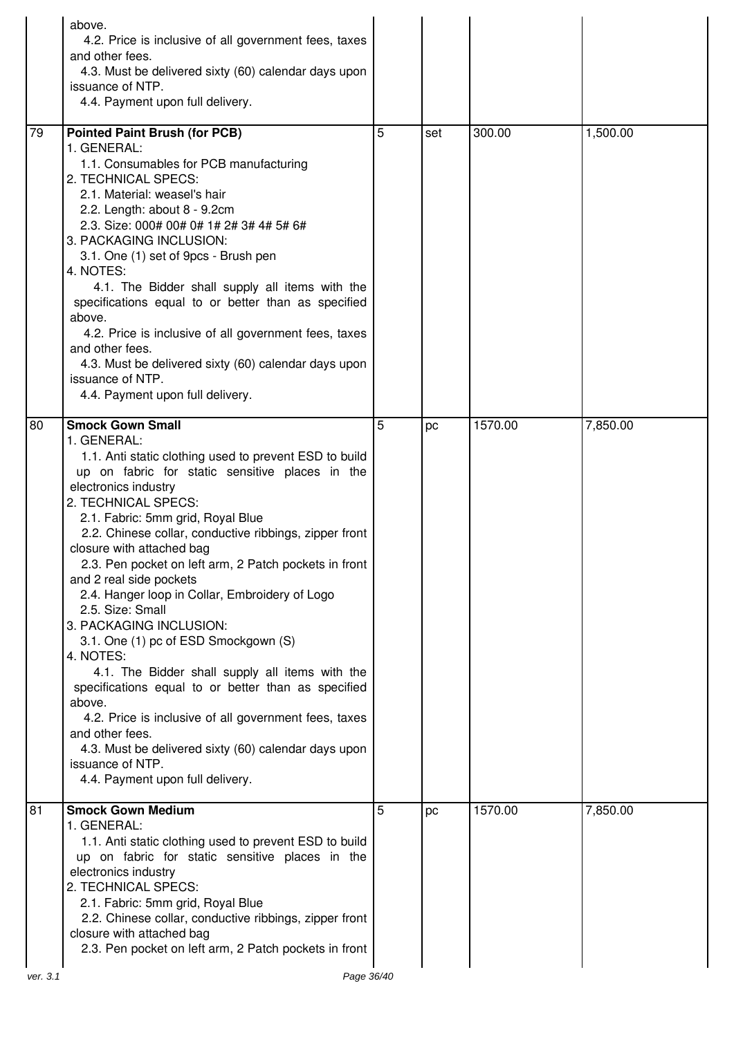| | | | | | |
|---|---|---|---|---|---|
| | above.<br>4.2. Price is inclusive of all government fees, taxes and other fees.<br>4.3. Must be delivered sixty (60) calendar days upon issuance of NTP.<br>4.4. Payment upon full delivery. | | | | |
| 79 | **Pointed Paint Brush (for PCB)**<br>1. GENERAL:<br>1.1. Consumables for PCB manufacturing<br>2. TECHNICAL SPECS:<br>2.1. Material: weasel's hair<br>2.2. Length: about 8 - 9.2cm<br>2.3. Size: 000# 00# 0# 1# 2# 3# 4# 5# 6#<br>3. PACKAGING INCLUSION:<br>3.1. One (1) set of 9pcs - Brush pen<br>4. NOTES:<br>4.1. The Bidder shall supply all items with the specifications equal to or better than as specified above.<br>4.2. Price is inclusive of all government fees, taxes and other fees.<br>4.3. Must be delivered sixty (60) calendar days upon issuance of NTP.<br>4.4. Payment upon full delivery. | 5 | set | 300.00 | 1,500.00 |
| 80 | **Smock Gown Small**<br>1. GENERAL:<br>1.1. Anti static clothing used to prevent ESD to build up on fabric for static sensitive places in the electronics industry<br>2. TECHNICAL SPECS:<br>2.1. Fabric: 5mm grid, Royal Blue<br>2.2. Chinese collar, conductive ribbings, zipper front closure with attached bag<br>2.3. Pen pocket on left arm, 2 Patch pockets in front and 2 real side pockets<br>2.4. Hanger loop in Collar, Embroidery of Logo<br>2.5. Size: Small<br>3. PACKAGING INCLUSION:<br>3.1. One (1) pc of ESD Smockgown (S)<br>4. NOTES:<br>4.1. The Bidder shall supply all items with the specifications equal to or better than as specified above.<br>4.2. Price is inclusive of all government fees, taxes and other fees.<br>4.3. Must be delivered sixty (60) calendar days upon issuance of NTP.<br>4.4. Payment upon full delivery. | 5 | pc | 1570.00 | 7,850.00 |
| 81 | **Smock Gown Medium**<br>1. GENERAL:<br>1.1. Anti static clothing used to prevent ESD to build up on fabric for static sensitive places in the electronics industry<br>2. TECHNICAL SPECS:<br>2.1. Fabric: 5mm grid, Royal Blue<br>2.2. Chinese collar, conductive ribbings, zipper front closure with attached bag<br>2.3. Pen pocket on left arm, 2 Patch pockets in front | 5 | pc | 1570.00 | 7,850.00 |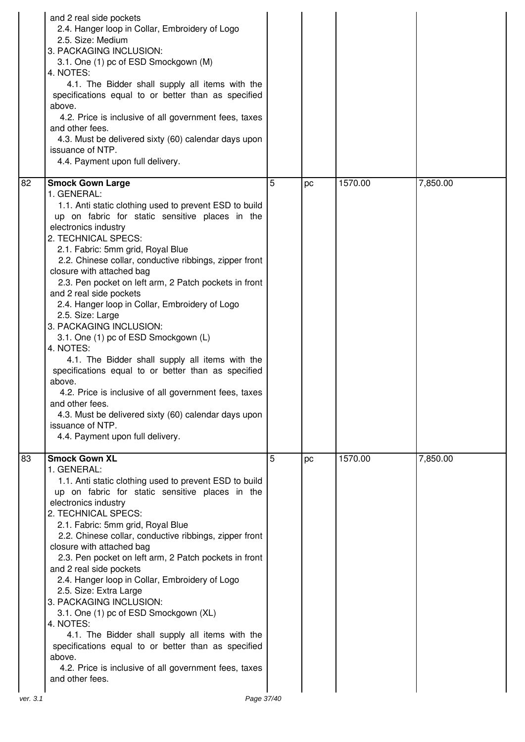| | | | | | |
|---|---|---|---|---|---|
| | and 2 real side pockets<br>2.4. Hanger loop in Collar, Embroidery of Logo<br>2.5. Size: Medium<br>3. PACKAGING INCLUSION:<br>3.1. One (1) pc of ESD Smockgown (M)<br>4. NOTES:<br>4.1. The Bidder shall supply all items with the specifications equal to or better than as specified above.<br>4.2. Price is inclusive of all government fees, taxes and other fees.<br>4.3. Must be delivered sixty (60) calendar days upon issuance of NTP.<br>4.4. Payment upon full delivery. | | | | |
| 82 | **Smock Gown Large**<br>1. GENERAL:<br>1.1. Anti static clothing used to prevent ESD to build up on fabric for static sensitive places in the electronics industry<br>2. TECHNICAL SPECS:<br>2.1. Fabric: 5mm grid, Royal Blue<br>2.2. Chinese collar, conductive ribbings, zipper front closure with attached bag<br>2.3. Pen pocket on left arm, 2 Patch pockets in front and 2 real side pockets<br>2.4. Hanger loop in Collar, Embroidery of Logo<br>2.5. Size: Large<br>3. PACKAGING INCLUSION:<br>3.1. One (1) pc of ESD Smockgown (L)<br>4. NOTES:<br>4.1. The Bidder shall supply all items with the specifications equal to or better than as specified above.<br>4.2. Price is inclusive of all government fees, taxes and other fees.<br>4.3. Must be delivered sixty (60) calendar days upon issuance of NTP.<br>4.4. Payment upon full delivery. | 5 | pc | 1570.00 | 7,850.00 |
| 83 | **Smock Gown XL**<br>1. GENERAL:<br>1.1. Anti static clothing used to prevent ESD to build up on fabric for static sensitive places in the electronics industry<br>2. TECHNICAL SPECS:<br>2.1. Fabric: 5mm grid, Royal Blue<br>2.2. Chinese collar, conductive ribbings, zipper front closure with attached bag<br>2.3. Pen pocket on left arm, 2 Patch pockets in front and 2 real side pockets<br>2.4. Hanger loop in Collar, Embroidery of Logo<br>2.5. Size: Extra Large<br>3. PACKAGING INCLUSION:<br>3.1. One (1) pc of ESD Smockgown (XL)<br>4. NOTES:<br>4.1. The Bidder shall supply all items with the specifications equal to or better than as specified above.<br>4.2. Price is inclusive of all government fees, taxes and other fees. | 5 | pc | 1570.00 | 7,850.00 |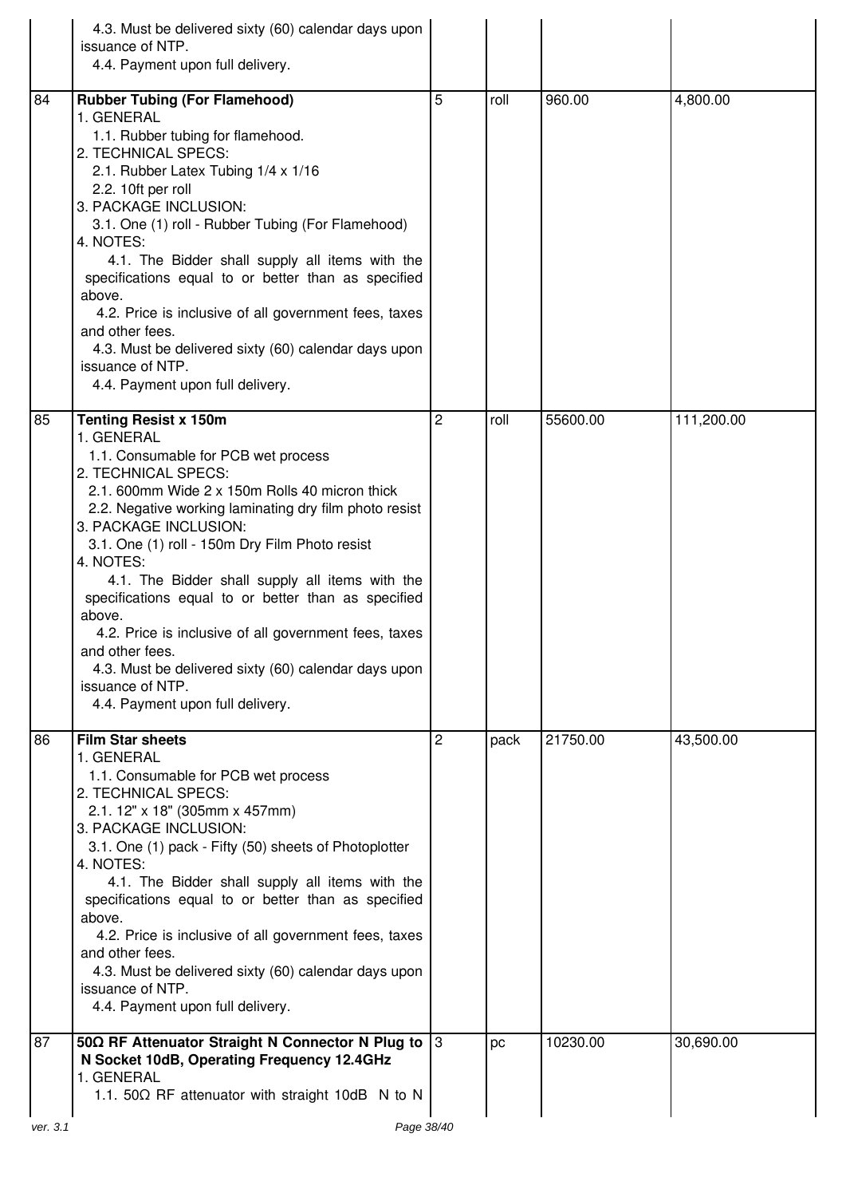| | | | | | |
|---|---|---|---|---|---|
| | 4.3. Must be delivered sixty (60) calendar days upon issuance of NTP.<br>4.4. Payment upon full delivery. | | | | |
| 84 | **Rubber Tubing (For Flamehood)**<br>1. GENERAL<br>1.1. Rubber tubing for flamehood.<br>2. TECHNICAL SPECS:<br>2.1. Rubber Latex Tubing 1/4 x 1/16<br>2.2. 10ft per roll<br>3. PACKAGE INCLUSION:<br>3.1. One (1) roll - Rubber Tubing (For Flamehood)<br>4. NOTES:<br>4.1. The Bidder shall supply all items with the specifications equal to or better than as specified above.<br>4.2. Price is inclusive of all government fees, taxes and other fees.<br>4.3. Must be delivered sixty (60) calendar days upon issuance of NTP.<br>4.4. Payment upon full delivery. | 5 | roll | 960.00 | 4,800.00 |
| 85 | **Tenting Resist x 150m**<br>1. GENERAL<br>1.1. Consumable for PCB wet process<br>2. TECHNICAL SPECS:<br>2.1. 600mm Wide 2 x 150m Rolls 40 micron thick<br>2.2. Negative working laminating dry film photo resist<br>3. PACKAGE INCLUSION:<br>3.1. One (1) roll - 150m Dry Film Photo resist<br>4. NOTES:<br>4.1. The Bidder shall supply all items with the specifications equal to or better than as specified above.<br>4.2. Price is inclusive of all government fees, taxes and other fees.<br>4.3. Must be delivered sixty (60) calendar days upon issuance of NTP.<br>4.4. Payment upon full delivery. | 2 | roll | 55600.00 | 111,200.00 |
| 86 | **Film Star sheets**<br>1. GENERAL<br>1.1. Consumable for PCB wet process<br>2. TECHNICAL SPECS:<br>2.1. 12" x 18" (305mm x 457mm)<br>3. PACKAGE INCLUSION:<br>3.1. One (1) pack - Fifty (50) sheets of Photoplotter<br>4. NOTES:<br>4.1. The Bidder shall supply all items with the specifications equal to or better than as specified above.<br>4.2. Price is inclusive of all government fees, taxes and other fees.<br>4.3. Must be delivered sixty (60) calendar days upon issuance of NTP.<br>4.4. Payment upon full delivery. | 2 | pack | 21750.00 | 43,500.00 |
| 87 | **50Ω RF Attenuator Straight N Connector N Plug to N Socket 10dB, Operating Frequency 12.4GHz**<br>1. GENERAL<br>1.1. 50Ω RF attenuator with straight 10dB N to N | 3 | pc | 10230.00 | 30,690.00 |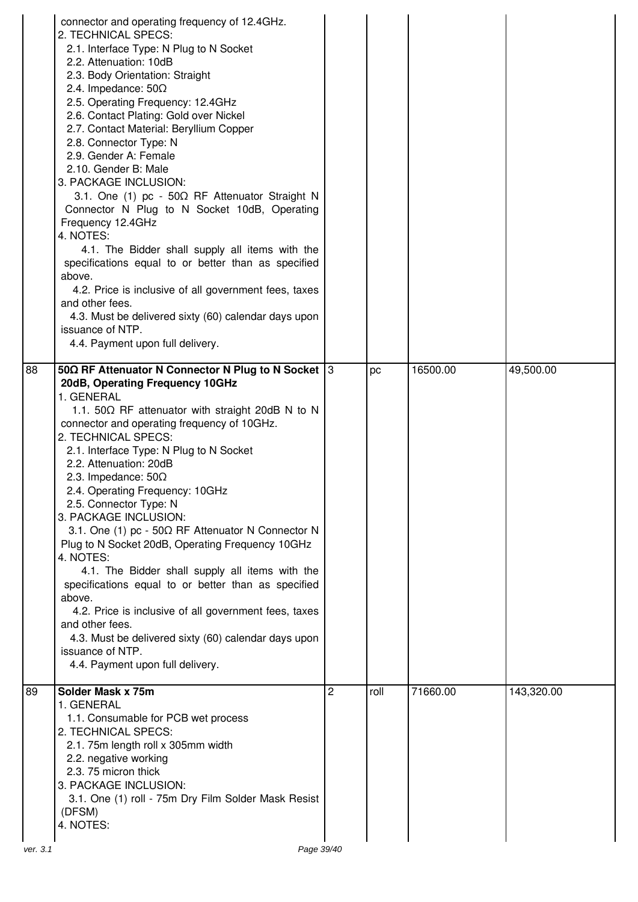| | | | | | |
|---|---|---|---|---|---|
| | connector and operating frequency of 12.4GHz.<br>2. TECHNICAL SPECS:<br>2.1. Interface Type: N Plug to N Socket<br>2.2. Attenuation: 10dB<br>2.3. Body Orientation: Straight<br>2.4. Impedance: 50Ω<br>2.5. Operating Frequency: 12.4GHz<br>2.6. Contact Plating: Gold over Nickel<br>2.7. Contact Material: Beryllium Copper<br>2.8. Connector Type: N<br>2.9. Gender A: Female<br>2.10. Gender B: Male<br>3. PACKAGE INCLUSION:<br>3.1. One (1) pc - 50Ω RF Attenuator Straight N Connector N Plug to N Socket 10dB, Operating Frequency 12.4GHz<br>4. NOTES:<br>4.1. The Bidder shall supply all items with the specifications equal to or better than as specified above.<br>4.2. Price is inclusive of all government fees, taxes and other fees.<br>4.3. Must be delivered sixty (60) calendar days upon issuance of NTP.<br>4.4. Payment upon full delivery. | | | | |
| 88 | **50Ω RF Attenuator N Connector N Plug to N Socket 20dB, Operating Frequency 10GHz**<br>1. GENERAL<br>1.1. 50Ω RF attenuator with straight 20dB N to N connector and operating frequency of 10GHz.<br>2. TECHNICAL SPECS:<br>2.1. Interface Type: N Plug to N Socket<br>2.2. Attenuation: 20dB<br>2.3. Impedance: 50Ω<br>2.4. Operating Frequency: 10GHz<br>2.5. Connector Type: N<br>3. PACKAGE INCLUSION:<br>3.1. One (1) pc - 50Ω RF Attenuator N Connector N Plug to N Socket 20dB, Operating Frequency 10GHz<br>4. NOTES:<br>4.1. The Bidder shall supply all items with the specifications equal to or better than as specified above.<br>4.2. Price is inclusive of all government fees, taxes and other fees.<br>4.3. Must be delivered sixty (60) calendar days upon issuance of NTP.<br>4.4. Payment upon full delivery. | 3 | pc | 16500.00 | 49,500.00 |
| 89 | **Solder Mask x 75m**<br>1. GENERAL<br>1.1. Consumable for PCB wet process<br>2. TECHNICAL SPECS:<br>2.1. 75m length roll x 305mm width<br>2.2. negative working<br>2.3. 75 micron thick<br>3. PACKAGE INCLUSION:<br>3.1. One (1) roll - 75m Dry Film Solder Mask Resist (DFSM)<br>4. NOTES: | 2 | roll | 71660.00 | 143,320.00 |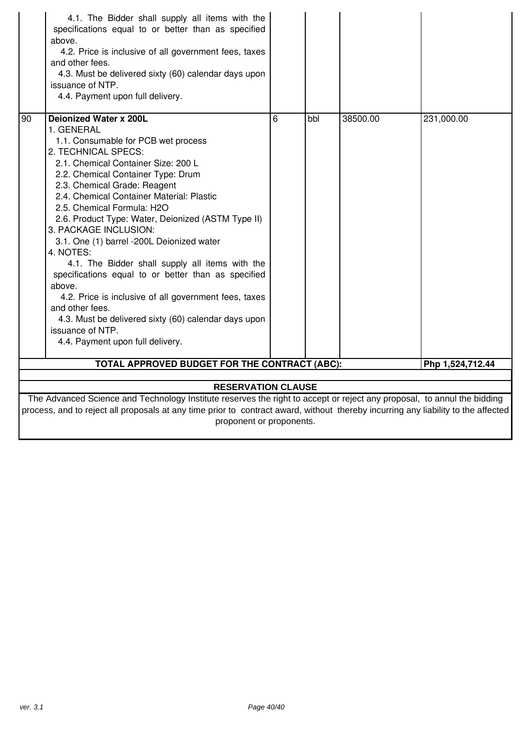| | | | | | |
|---|---|---|---|---|---|
| | 4.1. The Bidder shall supply all items with the specifications equal to or better than as specified above.<br>4.2. Price is inclusive of all government fees, taxes and other fees.<br>4.3. Must be delivered sixty (60) calendar days upon issuance of NTP.<br>4.4. Payment upon full delivery. | | | | |
| 90 | **Deionized Water x 200L**<br>1. GENERAL<br>1.1. Consumable for PCB wet process<br>2. TECHNICAL SPECS:<br>2.1. Chemical Container Size: 200 L<br>2.2. Chemical Container Type: Drum<br>2.3. Chemical Grade: Reagent<br>2.4. Chemical Container Material: Plastic<br>2.5. Chemical Formula: $H_2O$<br>2.6. Product Type: Water, Deionized (ASTM Type II)<br>3. PACKAGE INCLUSION:<br>3.1. One (1) barrel -200L Deionized water<br>4. NOTES:<br>4.1. The Bidder shall supply all items with the specifications equal to or better than as specified above.<br>4.2. Price is inclusive of all government fees, taxes and other fees.<br>4.3. Must be delivered sixty (60) calendar days upon issuance of NTP.<br>4.4. Payment upon full delivery. | 6 | bbl | 38500.00 | 231,000.00 |
| | **TOTAL APPROVED BUDGET FOR THE CONTRACT (ABC):** | | | | **Php 1,524,712.44** |

**RESERVATION CLAUSE**

The Advanced Science and Technology Institute reserves the right to accept or reject any proposal, to annul the bidding process, and to reject all proposals at any time prior to contract award, without thereby incurring any liability to the affected proponent or proponents.